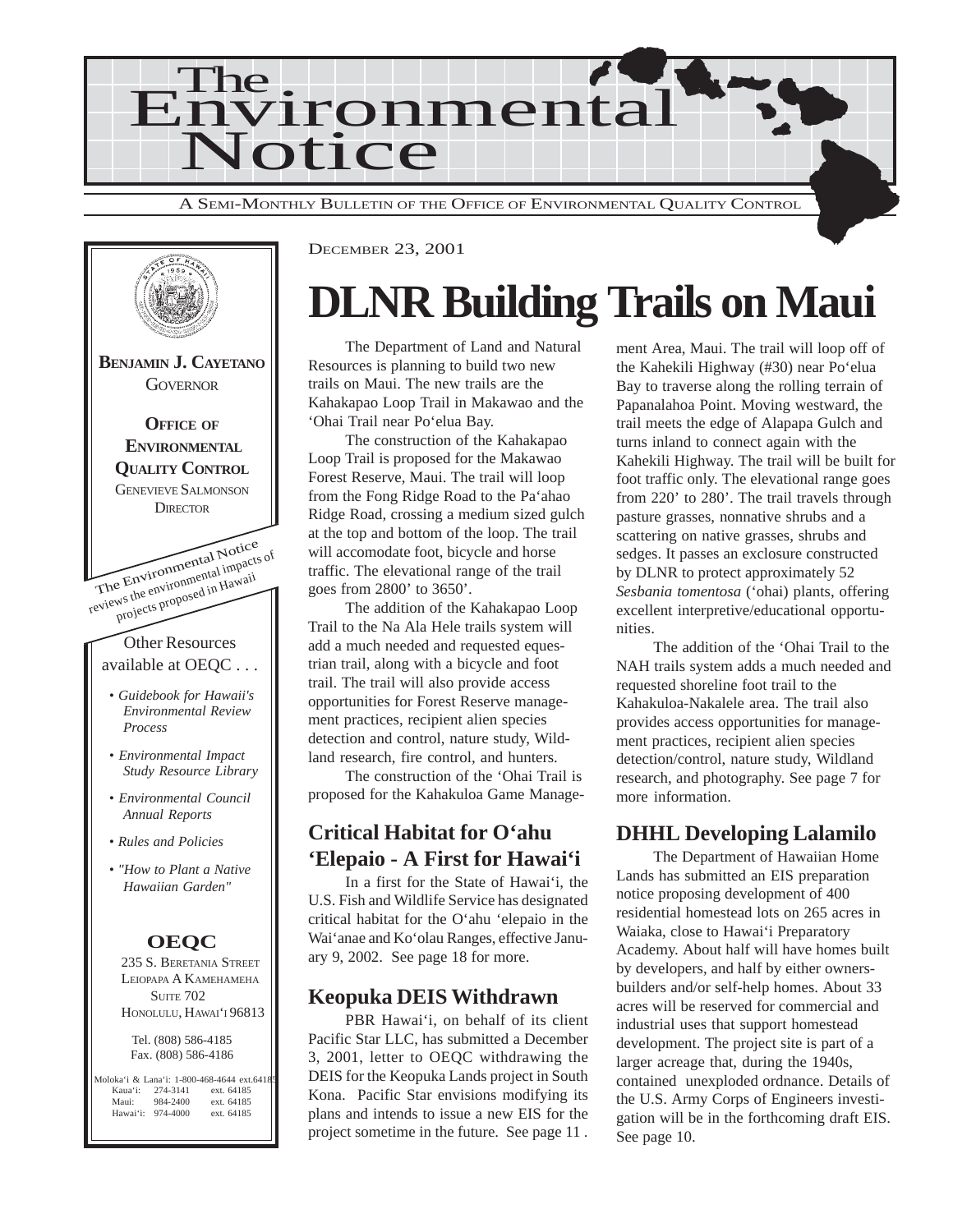# The Environmental Notice

A SEMI-MONTHLY BULLETIN OF THE OFFICE OF ENVIRONMENTAL QUALITY CONTROL

**BENJAMIN J. CAYETANO**
GOVERNOR

**OFFICE OF ENVIRONMENTAL QUALITY CONTROL**
GENEVIEVE SALMONSON
DIRECTOR

The Environmental Notice reviews the environmental impacts of projects proposed in Hawaii

Other Resources available at OEQC . . .

- *Guidebook for Hawaii's Environmental Review Process*
- *Environmental Impact Study Resource Library*
- *Environmental Council Annual Reports*
- *Rules and Policies*
- *"How to Plant a Native Hawaiian Garden"*

**OEQC**

235 S. BERETANIA STREET
LEIOPAPA A KAMEHAMEHA
SUITE 702
HONOLULU, HAWAI'I 96813

Tel. (808) 586-4185
Fax. (808) 586-4186

| | | |
|---|---|---|
| Moloka'i & Lana'i: | 1-800-468-4644 | ext.64185 |
| Kaua'i: | 274-3141 | ext. 64185 |
| Maui: | 984-2400 | ext. 64185 |
| Hawai'i: | 974-4000 | ext. 64185 |

DECEMBER 23, 2001

# DLNR Building Trails on Maui

The Department of Land and Natural Resources is planning to build two new trails on Maui. The new trails are the Kahakapao Loop Trail in Makawao and the 'Ohai Trail near Po'elua Bay.

The construction of the Kahakapao Loop Trail is proposed for the Makawao Forest Reserve, Maui. The trail will loop from the Fong Ridge Road to the Pa'ahao Ridge Road, crossing a medium sized gulch at the top and bottom of the loop. The trail will accomodate foot, bicycle and horse traffic. The elevational range of the trail goes from 2800' to 3650'.

The addition of the Kahakapao Loop Trail to the Na Ala Hele trails system will add a much needed and requested equestrian trail, along with a bicycle and foot trail. The trail will also provide access opportunities for Forest Reserve management practices, recipient alien species detection and control, nature study, Wildland research, fire control, and hunters.

The construction of the 'Ohai Trail is proposed for the Kahakuloa Game Management Area, Maui. The trail will loop off of the Kahekili Highway (#30) near Po'elua Bay to traverse along the rolling terrain of Papanalahoa Point. Moving westward, the trail meets the edge of Alapapa Gulch and turns inland to connect again with the Kahekili Highway. The trail will be built for foot traffic only. The elevational range goes from 220' to 280'. The trail travels through pasture grasses, nonnative shrubs and a scattering on native grasses, shrubs and sedges. It passes an exclosure constructed by DLNR to protect approximately 52 *Sesbania tomentosa* ('ohai) plants, offering excellent interpretive/educational opportunities.

The addition of the 'Ohai Trail to the NAH trails system adds a much needed and requested shoreline foot trail to the Kahakuloa-Nakalele area. The trail also provides access opportunities for management practices, recipient alien species detection/control, nature study, Wildland research, and photography. See page 7 for more information.

## Critical Habitat for O'ahu 'Elepaio - A First for Hawai'i

In a first for the State of Hawai'i, the U.S. Fish and Wildlife Service has designated critical habitat for the O'ahu 'elepaio in the Wai'anae and Ko'olau Ranges, effective January 9, 2002. See page 18 for more.

## Keopuka DEIS Withdrawn

PBR Hawai'i, on behalf of its client Pacific Star LLC, has submitted a December 3, 2001, letter to OEQC withdrawing the DEIS for the Keopuka Lands project in South Kona. Pacific Star envisions modifying its plans and intends to issue a new EIS for the project sometime in the future. See page 11 .

## DHHL Developing Lalamilo

The Department of Hawaiian Home Lands has submitted an EIS preparation notice proposing development of 400 residential homestead lots on 265 acres in Waiaka, close to Hawai'i Preparatory Academy. About half will have homes built by developers, and half by either owners-builders and/or self-help homes. About 33 acres will be reserved for commercial and industrial uses that support homestead development. The project site is part of a larger acreage that, during the 1940s, contained unexploded ordnance. Details of the U.S. Army Corps of Engineers investigation will be in the forthcoming draft EIS. See page 10.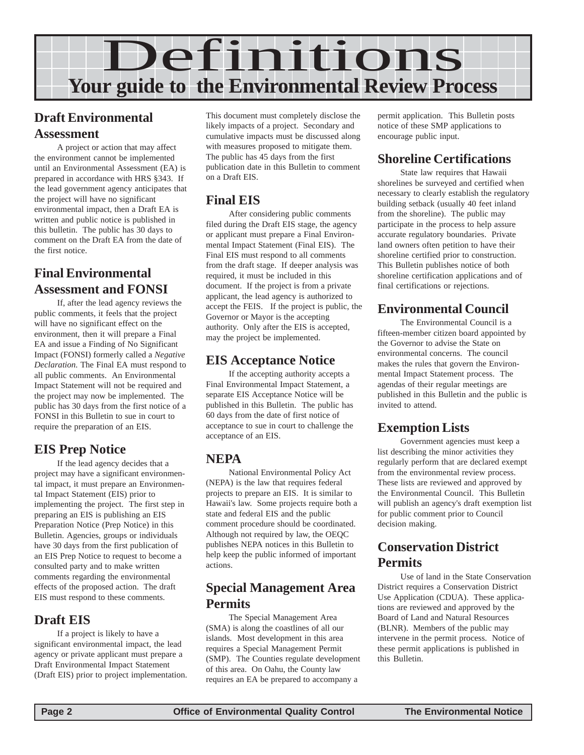# Definitions

## Your guide to the Environmental Review Process

### Draft Environmental Assessment

A project or action that may affect the environment cannot be implemented until an Environmental Assessment (EA) is prepared in accordance with HRS §343. If the lead government agency anticipates that the project will have no significant environmental impact, then a Draft EA is written and public notice is published in this bulletin. The public has 30 days to comment on the Draft EA from the date of the first notice.

### Final Environmental Assessment and FONSI

If, after the lead agency reviews the public comments, it feels that the project will have no significant effect on the environment, then it will prepare a Final EA and issue a Finding of No Significant Impact (FONSI) formerly called a *Negative Declaration.* The Final EA must respond to all public comments. An Environmental Impact Statement will not be required and the project may now be implemented. The public has 30 days from the first notice of a FONSI in this Bulletin to sue in court to require the preparation of an EIS.

### EIS Prep Notice

If the lead agency decides that a project may have a significant environmental impact, it must prepare an Environmental Impact Statement (EIS) prior to implementing the project. The first step in preparing an EIS is publishing an EIS Preparation Notice (Prep Notice) in this Bulletin. Agencies, groups or individuals have 30 days from the first publication of an EIS Prep Notice to request to become a consulted party and to make written comments regarding the environmental effects of the proposed action. The draft EIS must respond to these comments.

### Draft EIS

If a project is likely to have a significant environmental impact, the lead agency or private applicant must prepare a Draft Environmental Impact Statement (Draft EIS) prior to project implementation. This document must completely disclose the likely impacts of a project. Secondary and cumulative impacts must be discussed along with measures proposed to mitigate them. The public has 45 days from the first publication date in this Bulletin to comment on a Draft EIS.

### Final EIS

After considering public comments filed during the Draft EIS stage, the agency or applicant must prepare a Final Environmental Impact Statement (Final EIS). The Final EIS must respond to all comments from the draft stage. If deeper analysis was required, it must be included in this document. If the project is from a private applicant, the lead agency is authorized to accept the FEIS. If the project is public, the Governor or Mayor is the accepting authority. Only after the EIS is accepted, may the project be implemented.

### EIS Acceptance Notice

If the accepting authority accepts a Final Environmental Impact Statement, a separate EIS Acceptance Notice will be published in this Bulletin. The public has 60 days from the date of first notice of acceptance to sue in court to challenge the acceptance of an EIS.

### NEPA

National Environmental Policy Act (NEPA) is the law that requires federal projects to prepare an EIS. It is similar to Hawaii's law. Some projects require both a state and federal EIS and the public comment procedure should be coordinated. Although not required by law, the OEQC publishes NEPA notices in this Bulletin to help keep the public informed of important actions.

### Special Management Area Permits

The Special Management Area (SMA) is along the coastlines of all our islands. Most development in this area requires a Special Management Permit (SMP). The Counties regulate development of this area. On Oahu, the County law requires an EA be prepared to accompany a permit application. This Bulletin posts notice of these SMP applications to encourage public input.

### Shoreline Certifications

State law requires that Hawaii shorelines be surveyed and certified when necessary to clearly establish the regulatory building setback (usually 40 feet inland from the shoreline). The public may participate in the process to help assure accurate regulatory boundaries. Private land owners often petition to have their shoreline certified prior to construction. This Bulletin publishes notice of both shoreline certification applications and of final certifications or rejections.

### Environmental Council

The Environmental Council is a fifteen-member citizen board appointed by the Governor to advise the State on environmental concerns. The council makes the rules that govern the Environmental Impact Statement process. The agendas of their regular meetings are published in this Bulletin and the public is invited to attend.

### Exemption Lists

Government agencies must keep a list describing the minor activities they regularly perform that are declared exempt from the environmental review process. These lists are reviewed and approved by the Environmental Council. This Bulletin will publish an agency's draft exemption list for public comment prior to Council decision making.

### Conservation District Permits

Use of land in the State Conservation District requires a Conservation District Use Application (CDUA). These applications are reviewed and approved by the Board of Land and Natural Resources (BLNR). Members of the public may intervene in the permit process. Notice of these permit applications is published in this Bulletin.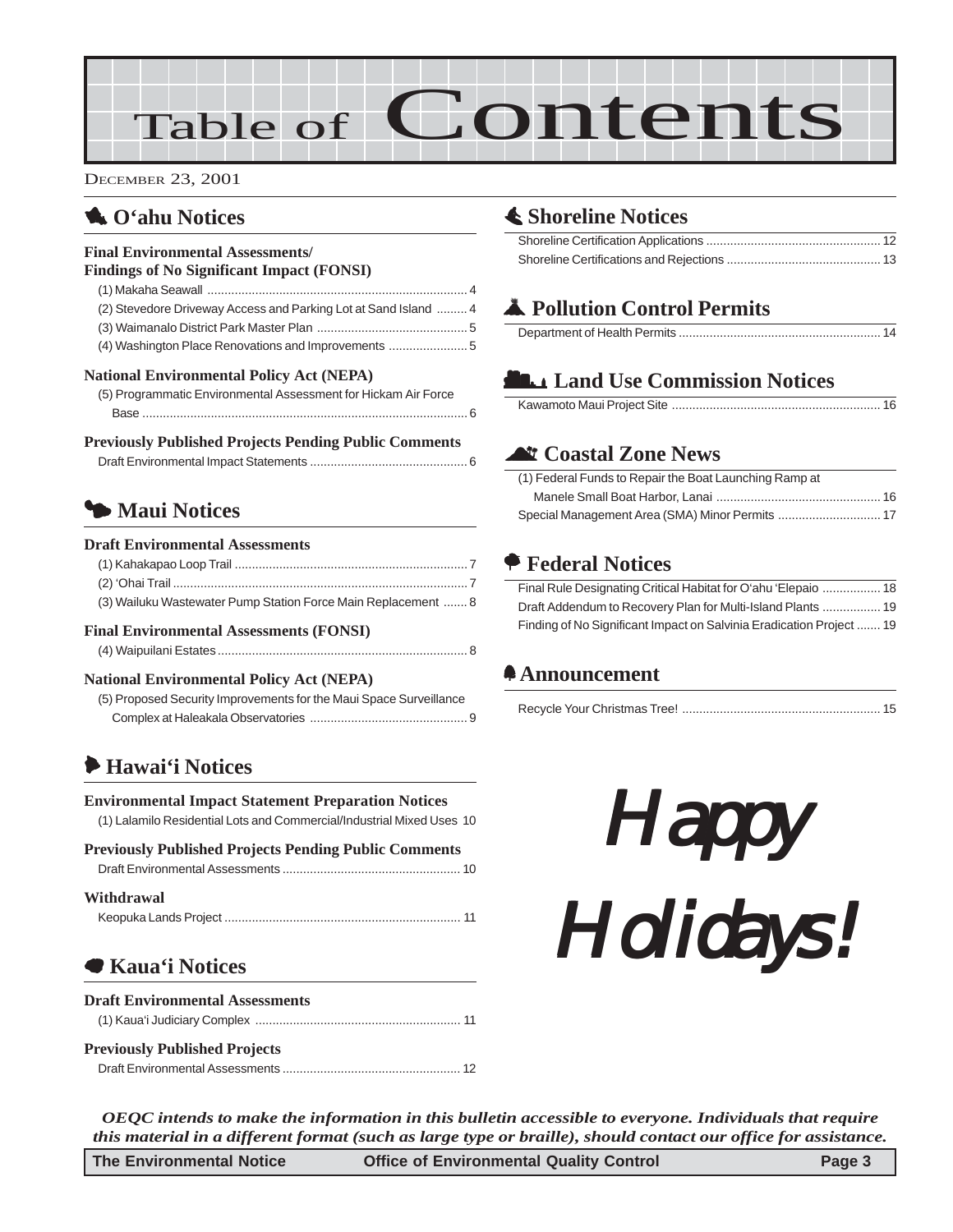# Table of Contents

DECEMBER 23, 2001

## O'ahu Notices

### Final Environmental Assessments/ Findings of No Significant Impact (FONSI)

(1) Makaha Seawall ........................................................................... 4
(2) Stevedore Driveway Access and Parking Lot at Sand Island ......... 4
(3) Waimanalo District Park Master Plan ............................................ 5
(4) Washington Place Renovations and Improvements ....................... 5

### National Environmental Policy Act (NEPA)

(5) Programmatic Environmental Assessment for Hickam Air Force Base ............................................................................................ 6

### Previously Published Projects Pending Public Comments

Draft Environmental Impact Statements .............................................. 6

## Maui Notices

### Draft Environmental Assessments

(1) Kahakapao Loop Trail .................................................................... 7
(2) 'Ohai Trail ...................................................................................... 7
(3) Wailuku Wastewater Pump Station Force Main Replacement ....... 8

### Final Environmental Assessments (FONSI)

(4) Waipuilani Estates ......................................................................... 8

### National Environmental Policy Act (NEPA)

(5) Proposed Security Improvements for the Maui Space Surveillance Complex at Haleakala Observatories ............................................. 9

## Hawai'i Notices

### Environmental Impact Statement Preparation Notices

(1) Lalamilo Residential Lots and Commercial/Industrial Mixed Uses 10

### Previously Published Projects Pending Public Comments

Draft Environmental Assessments .................................................... 10

### Withdrawal

Keopuka Lands Project ..................................................................... 11

## Kaua'i Notices

### Draft Environmental Assessments

(1) Kaua'i Judiciary Complex ............................................................ 11

### Previously Published Projects

Draft Environmental Assessments .................................................... 12

## Shoreline Notices

Shoreline Certification Applications ................................................... 12
Shoreline Certifications and Rejections ............................................. 13

## Pollution Control Permits

Department of Health Permits ........................................................... 14

## Land Use Commission Notices

Kawamoto Maui Project Site ............................................................. 16

## Coastal Zone News

(1) Federal Funds to Repair the Boat Launching Ramp at Manele Small Boat Harbor, Lanai ................................................ 16
Special Management Area (SMA) Minor Permits .............................. 17

## Federal Notices

Final Rule Designating Critical Habitat for O'ahu 'Elepaio ................. 18
Draft Addendum to Recovery Plan for Multi-Island Plants ................. 19
Finding of No Significant Impact on Salvinia Eradication Project ....... 19

## Announcement

Recycle Your Christmas Tree! .......................................................... 15

*Happy Holidays!*

***OEQC intends to make the information in this bulletin accessible to everyone. Individuals that require this material in a different format (such as large type or braille), should contact our office for assistance.***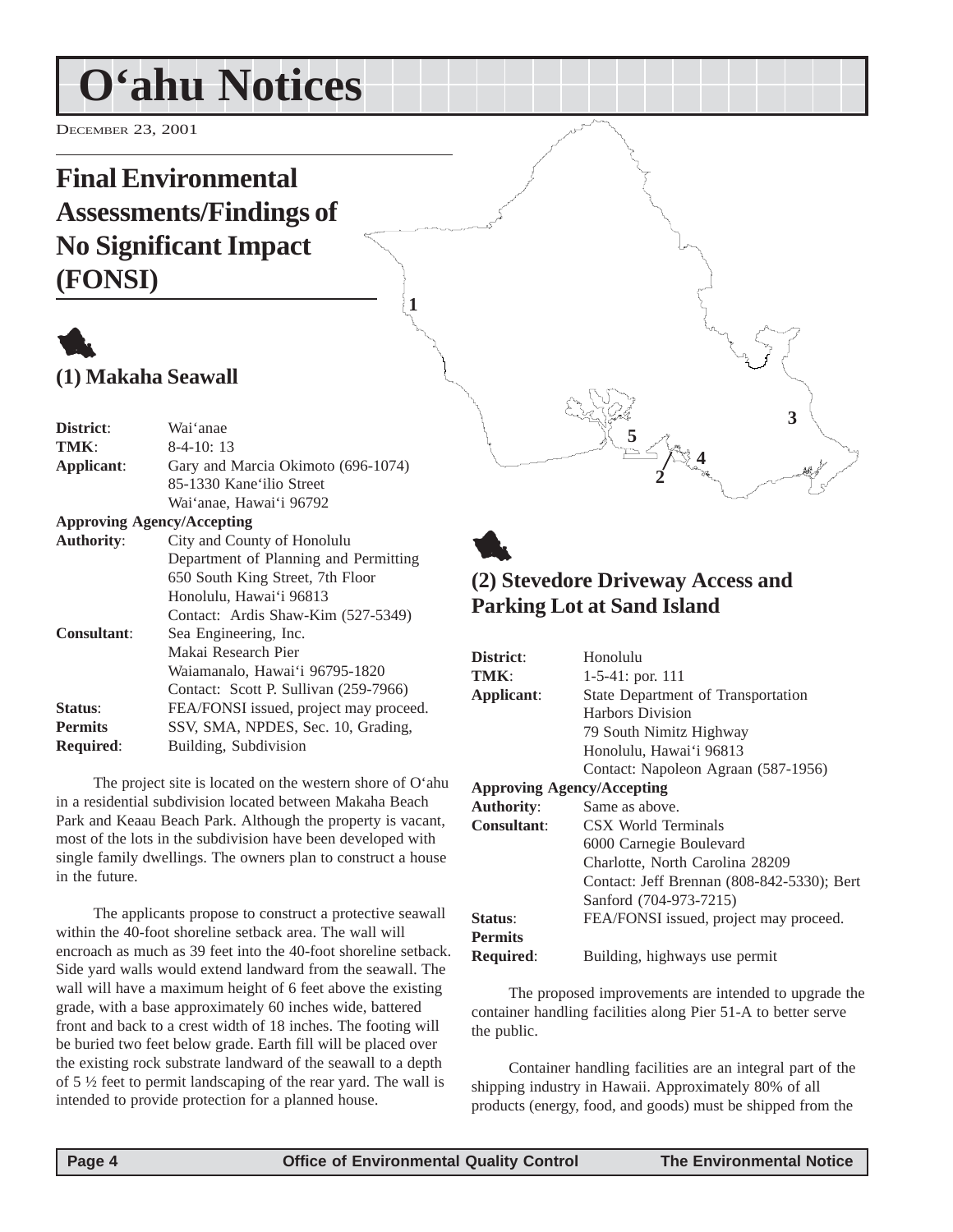# O'ahu Notices

December 23, 2001

## Final Environmental Assessments/Findings of No Significant Impact (FONSI)

### (1) Makaha Seawall

| | |
|---|---|
| **District**: | Wai'anae |
| **TMK**: | 8-4-10: 13 |
| **Applicant**: | Gary and Marcia Okimoto (696-1074)<br>85-1330 Kane'ilio Street<br>Wai'anae, Hawai'i 96792 |
| **Approving Agency/Accepting Authority**: | City and County of Honolulu<br>Department of Planning and Permitting<br>650 South King Street, 7th Floor<br>Honolulu, Hawai'i 96813<br>Contact: Ardis Shaw-Kim (527-5349) |
| **Consultant**: | Sea Engineering, Inc.<br>Makai Research Pier<br>Waiamanalo, Hawai'i 96795-1820<br>Contact: Scott P. Sullivan (259-7966) |
| **Status**: | FEA/FONSI issued, project may proceed. |
| **Permits Required**: | SSV, SMA, NPDES, Sec. 10, Grading, Building, Subdivision |

The project site is located on the western shore of O'ahu in a residential subdivision located between Makaha Beach Park and Keaau Beach Park. Although the property is vacant, most of the lots in the subdivision have been developed with single family dwellings. The owners plan to construct a house in the future.

The applicants propose to construct a protective seawall within the 40-foot shoreline setback area. The wall will encroach as much as 39 feet into the 40-foot shoreline setback. Side yard walls would extend landward from the seawall. The wall will have a maximum height of 6 feet above the existing grade, with a base approximately 60 inches wide, battered front and back to a crest width of 18 inches. The footing will be buried two feet below grade. Earth fill will be placed over the existing rock substrate landward of the seawall to a depth of 5 ½ feet to permit landscaping of the rear yard. The wall is intended to provide protection for a planned house.

### (2) Stevedore Driveway Access and Parking Lot at Sand Island

| | |
|---|---|
| **District**: | Honolulu |
| **TMK**: | 1-5-41: por. 111 |
| **Applicant**: | State Department of Transportation<br>Harbors Division<br>79 South Nimitz Highway<br>Honolulu, Hawai'i 96813<br>Contact: Napoleon Agraan (587-1956) |
| **Approving Agency/Accepting Authority**: | Same as above. |
| **Consultant**: | CSX World Terminals<br>6000 Carnegie Boulevard<br>Charlotte, North Carolina 28209<br>Contact: Jeff Brennan (808-842-5330); Bert Sanford (704-973-7215) |
| **Status**: | FEA/FONSI issued, project may proceed. |
| **Permits Required**: | Building, highways use permit |

The proposed improvements are intended to upgrade the container handling facilities along Pier 51-A to better serve the public.

Container handling facilities are an integral part of the shipping industry in Hawaii. Approximately 80% of all products (energy, food, and goods) must be shipped from the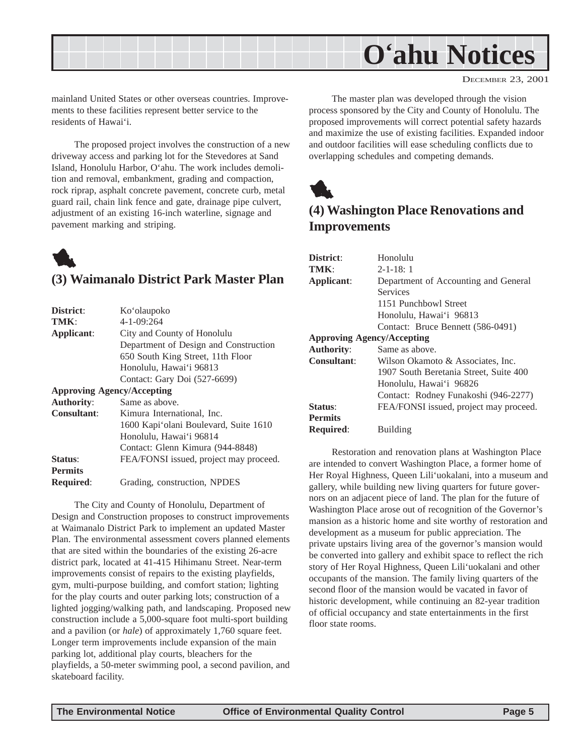mainland United States or other overseas countries. Improvements to these facilities represent better service to the residents of Hawai‘i.

The proposed project involves the construction of a new driveway access and parking lot for the Stevedores at Sand Island, Honolulu Harbor, O‘ahu. The work includes demolition and removal, embankment, grading and compaction, rock riprap, asphalt concrete pavement, concrete curb, metal guard rail, chain link fence and gate, drainage pipe culvert, adjustment of an existing 16-inch waterline, signage and pavement marking and striping.

## (3) Waimanalo District Park Master Plan

| | |
|---|---|
| **District**: | Ko‘olaupoko |
| **TMK**: | 4-1-09:264 |
| **Applicant**: | City and County of Honolulu<br>Department of Design and Construction<br>650 South King Street, 11th Floor<br>Honolulu, Hawai‘i 96813<br>Contact: Gary Doi (527-6699) |
| **Approving Agency/Accepting Authority**: | Same as above. |
| **Consultant**: | Kimura International, Inc.<br>1600 Kapi‘olani Boulevard, Suite 1610<br>Honolulu, Hawai‘i 96814<br>Contact: Glenn Kimura (944-8848) |
| **Status**: | FEA/FONSI issued, project may proceed. |
| **Permits Required**: | Grading, construction, NPDES |

The City and County of Honolulu, Department of Design and Construction proposes to construct improvements at Waimanalo District Park to implement an updated Master Plan. The environmental assessment covers planned elements that are sited within the boundaries of the existing 26-acre district park, located at 41-415 Hihimanu Street. Near-term improvements consist of repairs to the existing playfields, gym, multi-purpose building, and comfort station; lighting for the play courts and outer parking lots; construction of a lighted jogging/walking path, and landscaping. Proposed new construction include a 5,000-square foot multi-sport building and a pavilion (or *hale*) of approximately 1,760 square feet. Longer term improvements include expansion of the main parking lot, additional play courts, bleachers for the playfields, a 50-meter swimming pool, a second pavilion, and skateboard facility.

The master plan was developed through the vision process sponsored by the City and County of Honolulu. The proposed improvements will correct potential safety hazards and maximize the use of existing facilities. Expanded indoor and outdoor facilities will ease scheduling conflicts due to overlapping schedules and competing demands.

## (4) Washington Place Renovations and Improvements

| | |
|---|---|
| **District**: | Honolulu |
| **TMK**: | 2-1-18: 1 |
| **Applicant**: | Department of Accounting and General Services<br>1151 Punchbowl Street<br>Honolulu, Hawai‘i 96813<br>Contact: Bruce Bennett (586-0491) |
| **Approving Agency/Accepting Authority**: | Same as above. |
| **Consultant**: | Wilson Okamoto & Associates, Inc.<br>1907 South Beretania Street, Suite 400<br>Honolulu, Hawai‘i 96826<br>Contact: Rodney Funakoshi (946-2277) |
| **Status**: | FEA/FONSI issued, project may proceed. |
| **Permits Required**: | Building |

Restoration and renovation plans at Washington Place are intended to convert Washington Place, a former home of Her Royal Highness, Queen Lili‘uokalani, into a museum and gallery, while building new living quarters for future governors on an adjacent piece of land. The plan for the future of Washington Place arose out of recognition of the Governor’s mansion as a historic home and site worthy of restoration and development as a museum for public appreciation. The private upstairs living area of the governor’s mansion would be converted into gallery and exhibit space to reflect the rich story of Her Royal Highness, Queen Lili‘uokalani and other occupants of the mansion. The family living quarters of the second floor of the mansion would be vacated in favor of historic development, while continuing an 82-year tradition of official occupancy and state entertainments in the first floor state rooms.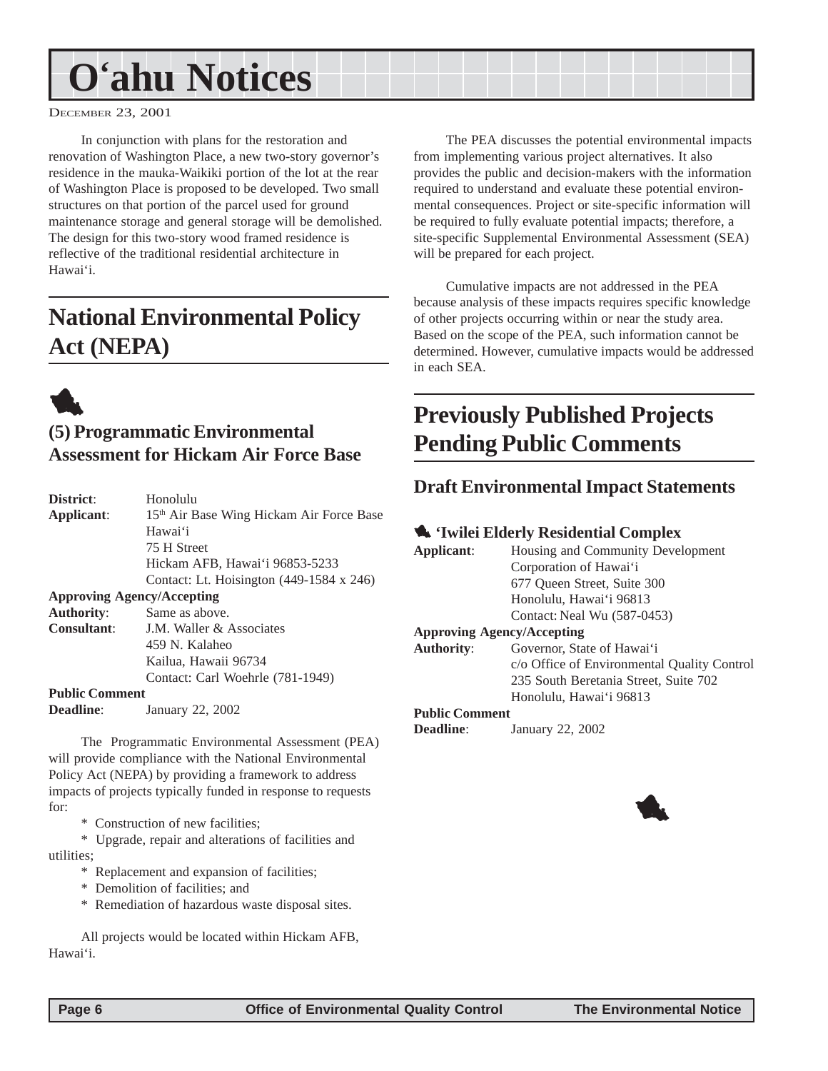# O'ahu Notices

December 23, 2001

In conjunction with plans for the restoration and renovation of Washington Place, a new two-story governor's residence in the mauka-Waikiki portion of the lot at the rear of Washington Place is proposed to be developed. Two small structures on that portion of the parcel used for ground maintenance storage and general storage will be demolished. The design for this two-story wood framed residence is reflective of the traditional residential architecture in Hawai'i.

## National Environmental Policy Act (NEPA)

### (5) Programmatic Environmental Assessment for Hickam Air Force Base

**District**: Honolulu
**Applicant**: 15th Air Base Wing Hickam Air Force Base Hawai'i
75 H Street
Hickam AFB, Hawai'i 96853-5233
Contact: Lt. Hoisington (449-1584 x 246)
**Approving Agency/Accepting Authority**: Same as above.
**Consultant**: J.M. Waller & Associates
459 N. Kalaheo
Kailua, Hawaii 96734
Contact: Carl Woehrle (781-1949)
**Public Comment Deadline**: January 22, 2002

The Programmatic Environmental Assessment (PEA) will provide compliance with the National Environmental Policy Act (NEPA) by providing a framework to address impacts of projects typically funded in response to requests for:

* Construction of new facilities;
* Upgrade, repair and alterations of facilities and utilities;
* Replacement and expansion of facilities;
* Demolition of facilities; and
* Remediation of hazardous waste disposal sites.

All projects would be located within Hickam AFB, Hawai'i.

The PEA discusses the potential environmental impacts from implementing various project alternatives. It also provides the public and decision-makers with the information required to understand and evaluate these potential environmental consequences. Project or site-specific information will be required to fully evaluate potential impacts; therefore, a site-specific Supplemental Environmental Assessment (SEA) will be prepared for each project.

Cumulative impacts are not addressed in the PEA because analysis of these impacts requires specific knowledge of other projects occurring within or near the study area. Based on the scope of the PEA, such information cannot be determined. However, cumulative impacts would be addressed in each SEA.

## Previously Published Projects Pending Public Comments

### Draft Environmental Impact Statements

#### 'Iwilei Elderly Residential Complex

**Applicant**: Housing and Community Development Corporation of Hawai'i
677 Queen Street, Suite 300
Honolulu, Hawai'i 96813
Contact: Neal Wu (587-0453)
**Approving Agency/Accepting Authority**: Governor, State of Hawai'i
c/o Office of Environmental Quality Control
235 South Beretania Street, Suite 702
Honolulu, Hawai'i 96813
**Public Comment Deadline**: January 22, 2002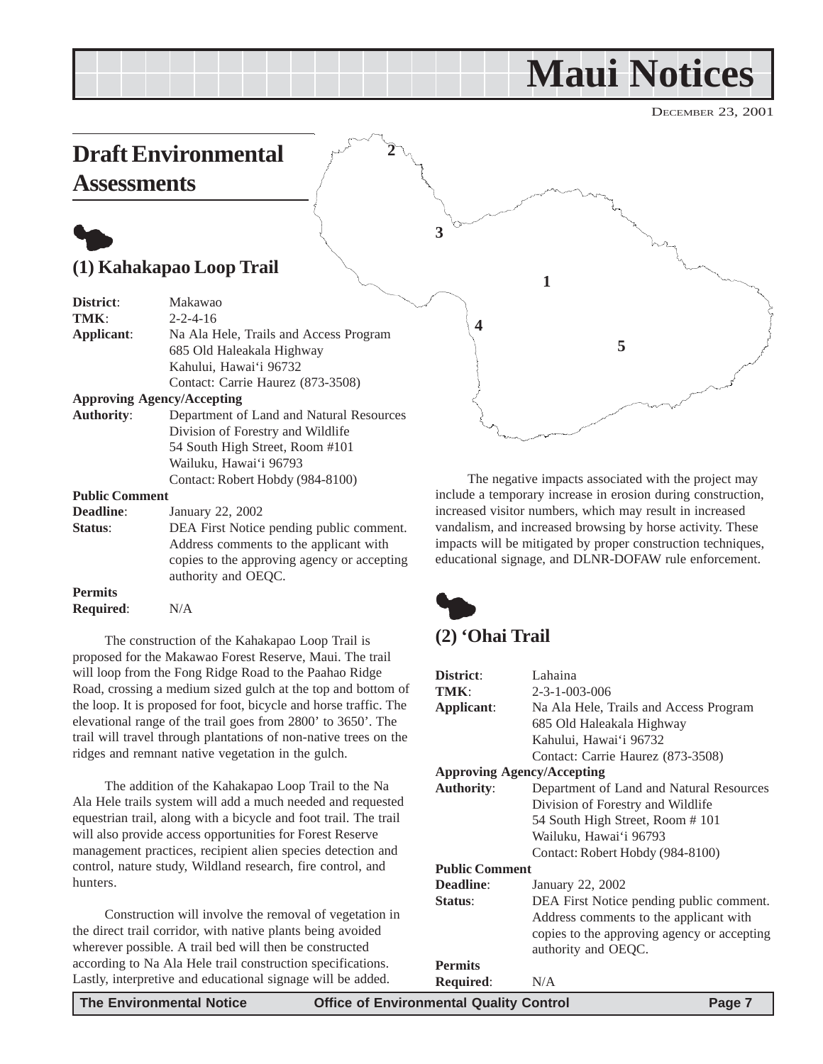# Maui Notices

DECEMBER 23, 2001

## Draft Environmental Assessments

### (1) Kahakapao Loop Trail

**District**: Makawao
**TMK**: 2-2-4-16
**Applicant**: Na Ala Hele, Trails and Access Program
685 Old Haleakala Highway
Kahului, Hawai'i 96732
Contact: Carrie Haurez (873-3508)

**Approving Agency/Accepting Authority**: Department of Land and Natural Resources
Division of Forestry and Wildlife
54 South High Street, Room #101
Wailuku, Hawai'i 96793
Contact: Robert Hobdy (984-8100)

**Public Comment Deadline**: January 22, 2002
**Status**: DEA First Notice pending public comment. Address comments to the applicant with copies to the approving agency or accepting authority and OEQC.

**Permits Required**: N/A

The construction of the Kahakapao Loop Trail is proposed for the Makawao Forest Reserve, Maui. The trail will loop from the Fong Ridge Road to the Paahao Ridge Road, crossing a medium sized gulch at the top and bottom of the loop. It is proposed for foot, bicycle and horse traffic. The elevational range of the trail goes from 2800' to 3650'. The trail will travel through plantations of non-native trees on the ridges and remnant native vegetation in the gulch.

The addition of the Kahakapao Loop Trail to the Na Ala Hele trails system will add a much needed and requested equestrian trail, along with a bicycle and foot trail. The trail will also provide access opportunities for Forest Reserve management practices, recipient alien species detection and control, nature study, Wildland research, fire control, and hunters.

Construction will involve the removal of vegetation in the direct trail corridor, with native plants being avoided wherever possible. A trail bed will then be constructed according to Na Ala Hele trail construction specifications. Lastly, interpretive and educational signage will be added.

The negative impacts associated with the project may include a temporary increase in erosion during construction, increased visitor numbers, which may result in increased vandalism, and increased browsing by horse activity. These impacts will be mitigated by proper construction techniques, educational signage, and DLNR-DOFAW rule enforcement.

### (2) 'Ohai Trail

**District**: Lahaina
**TMK**: 2-3-1-003-006
**Applicant**: Na Ala Hele, Trails and Access Program
685 Old Haleakala Highway
Kahului, Hawai'i 96732
Contact: Carrie Haurez (873-3508)

**Approving Agency/Accepting Authority**: Department of Land and Natural Resources
Division of Forestry and Wildlife
54 South High Street, Room # 101
Wailuku, Hawai'i 96793
Contact: Robert Hobdy (984-8100)

**Public Comment Deadline**: January 22, 2002
**Status**: DEA First Notice pending public comment. Address comments to the applicant with copies to the approving agency or accepting authority and OEQC.

**Permits Required**: N/A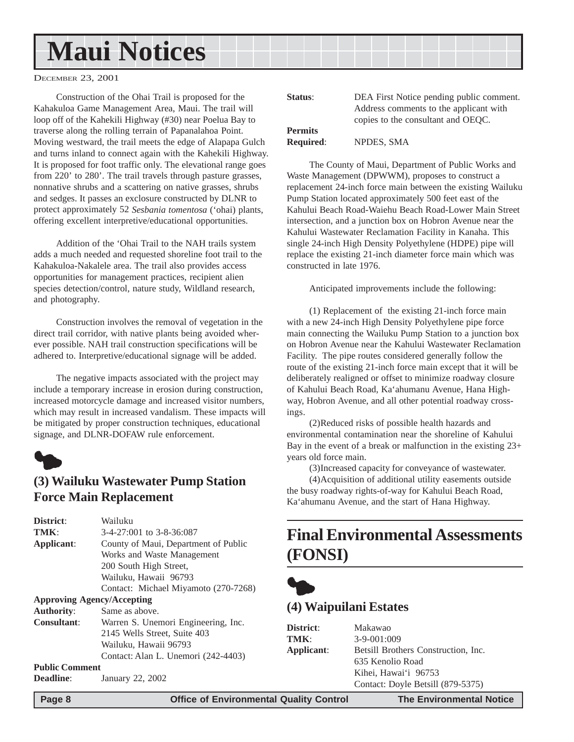# Maui Notices

Construction of the Ohai Trail is proposed for the Kahakuloa Game Management Area, Maui. The trail will loop off of the Kahekili Highway (#30) near Poelua Bay to traverse along the rolling terrain of Papanalahoa Point. Moving westward, the trail meets the edge of Alapapa Gulch and turns inland to connect again with the Kahekili Highway. It is proposed for foot traffic only. The elevational range goes from 220' to 280'. The trail travels through pasture grasses, nonnative shrubs and a scattering on native grasses, shrubs and sedges. It passes an exclosure constructed by DLNR to protect approximately 52 *Sesbania tomentosa* (‘ohai) plants, offering excellent interpretive/educational opportunities.

Addition of the ‘Ohai Trail to the NAH trails system adds a much needed and requested shoreline foot trail to the Kahakuloa-Nakalele area. The trail also provides access opportunities for management practices, recipient alien species detection/control, nature study, Wildland research, and photography.

Construction involves the removal of vegetation in the direct trail corridor, with native plants being avoided wherever possible. NAH trail construction specifications will be adhered to. Interpretive/educational signage will be added.

The negative impacts associated with the project may include a temporary increase in erosion during construction, increased motorcycle damage and increased visitor numbers, which may result in increased vandalism. These impacts will be mitigated by proper construction techniques, educational signage, and DLNR-DOFAW rule enforcement.

## (3) Wailuku Wastewater Pump Station Force Main Replacement

**District**: Wailuku
**TMK**: 3-4-27:001 to 3-8-36:087
**Applicant**: County of Maui, Department of Public Works and Waste Management
200 South High Street,
Wailuku, Hawaii 96793
Contact: Michael Miyamoto (270-7268)
**Approving Agency/Accepting Authority**: Same as above.
**Consultant**: Warren S. Unemori Engineering, Inc.
2145 Wells Street, Suite 403
Wailuku, Hawaii 96793
Contact: Alan L. Unemori (242-4403)
**Public Comment Deadline**: January 22, 2002
**Status**: DEA First Notice pending public comment. Address comments to the applicant with copies to the consultant and OEQC.
**Permits Required**: NPDES, SMA

The County of Maui, Department of Public Works and Waste Management (DPWWM), proposes to construct a replacement 24-inch force main between the existing Wailuku Pump Station located approximately 500 feet east of the Kahului Beach Road-Waiehu Beach Road-Lower Main Street intersection, and a junction box on Hobron Avenue near the Kahului Wastewater Reclamation Facility in Kanaha. This single 24-inch High Density Polyethylene (HDPE) pipe will replace the existing 21-inch diameter force main which was constructed in late 1976.

Anticipated improvements include the following:

(1) Replacement of the existing 21-inch force main with a new 24-inch High Density Polyethylene pipe force main connecting the Wailuku Pump Station to a junction box on Hobron Avenue near the Kahului Wastewater Reclamation Facility. The pipe routes considered generally follow the route of the existing 21-inch force main except that it will be deliberately realigned or offset to minimize roadway closure of Kahului Beach Road, Ka‘ahumanu Avenue, Hana Highway, Hobron Avenue, and all other potential roadway crossings.

(2)Reduced risks of possible health hazards and environmental contamination near the shoreline of Kahului Bay in the event of a break or malfunction in the existing 23+ years old force main.

(3)Increased capacity for conveyance of wastewater.

(4)Acquisition of additional utility easements outside the busy roadway rights-of-way for Kahului Beach Road, Ka‘ahumanu Avenue, and the start of Hana Highway.

# Final Environmental Assessments (FONSI)

## (4) Waipuilani Estates

**District**: Makawao
**TMK**: 3-9-001:009
**Applicant**: Betsill Brothers Construction, Inc.
635 Kenolio Road
Kihei, Hawai‘i 96753
Contact: Doyle Betsill (879-5375)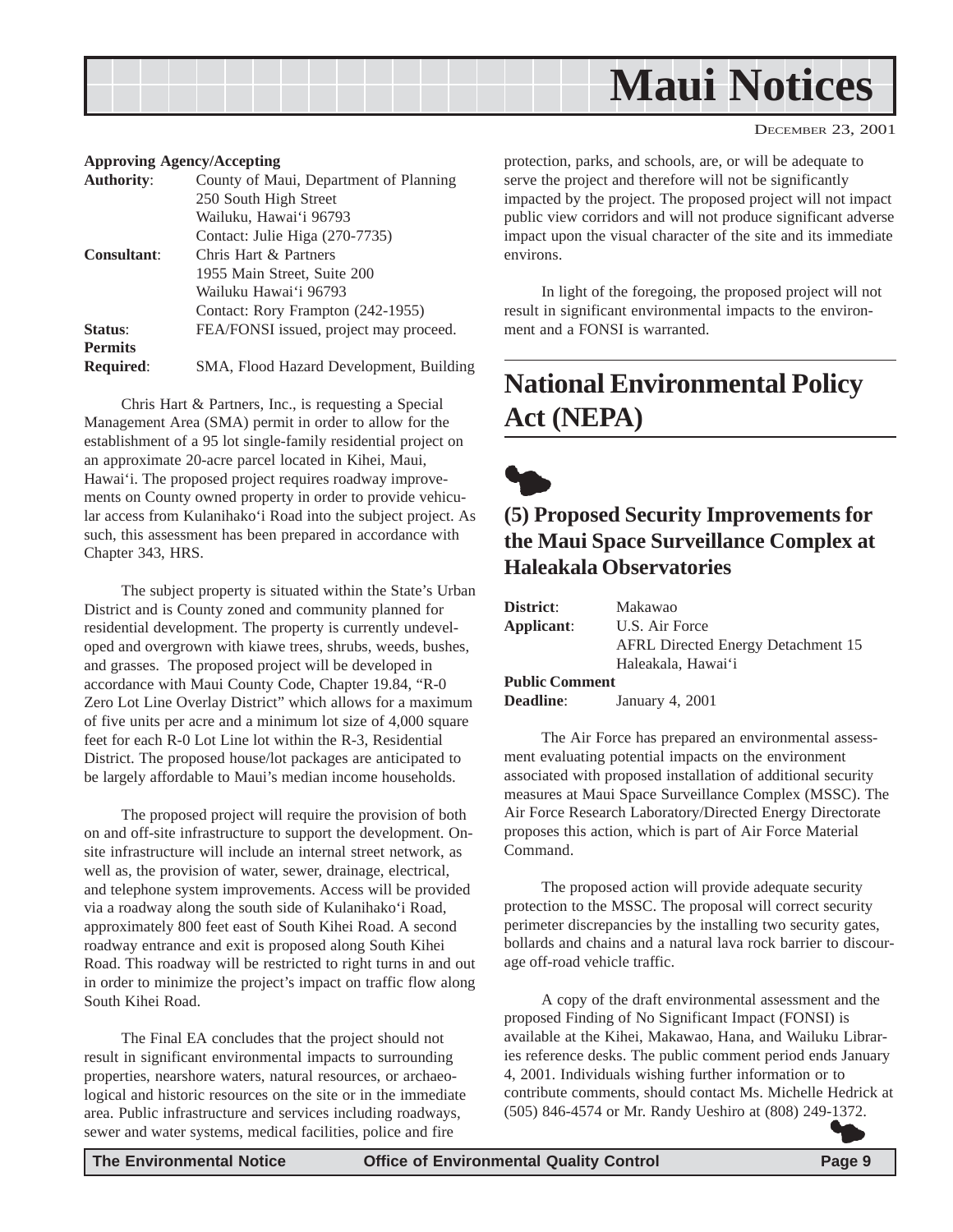# Maui Notices

DECEMBER 23, 2001

**Approving Agency/Accepting Authority**: County of Maui, Department of Planning
250 South High Street
Wailuku, Hawai'i 96793
Contact: Julie Higa (270-7735)

**Consultant**: Chris Hart & Partners
1955 Main Street, Suite 200
Wailuku Hawai'i 96793
Contact: Rory Frampton (242-1955)

**Status**: FEA/FONSI issued, project may proceed.

**Permits Required**: SMA, Flood Hazard Development, Building

Chris Hart & Partners, Inc., is requesting a Special Management Area (SMA) permit in order to allow for the establishment of a 95 lot single-family residential project on an approximate 20-acre parcel located in Kihei, Maui, Hawai'i. The proposed project requires roadway improvements on County owned property in order to provide vehicular access from Kulanihako'i Road into the subject project. As such, this assessment has been prepared in accordance with Chapter 343, HRS.

The subject property is situated within the State's Urban District and is County zoned and community planned for residential development. The property is currently undeveloped and overgrown with kiawe trees, shrubs, weeds, bushes, and grasses. The proposed project will be developed in accordance with Maui County Code, Chapter 19.84, "R-0 Zero Lot Line Overlay District" which allows for a maximum of five units per acre and a minimum lot size of 4,000 square feet for each R-0 Lot Line lot within the R-3, Residential District. The proposed house/lot packages are anticipated to be largely affordable to Maui's median income households.

The proposed project will require the provision of both on and off-site infrastructure to support the development. On-site infrastructure will include an internal street network, as well as, the provision of water, sewer, drainage, electrical, and telephone system improvements. Access will be provided via a roadway along the south side of Kulanihako'i Road, approximately 800 feet east of South Kihei Road. A second roadway entrance and exit is proposed along South Kihei Road. This roadway will be restricted to right turns in and out in order to minimize the project's impact on traffic flow along South Kihei Road.

The Final EA concludes that the project should not result in significant environmental impacts to surrounding properties, nearshore waters, natural resources, or archaeological and historic resources on the site or in the immediate area. Public infrastructure and services including roadways, sewer and water systems, medical facilities, police and fire protection, parks, and schools, are, or will be adequate to serve the project and therefore will not be significantly impacted by the project. The proposed project will not impact public view corridors and will not produce significant adverse impact upon the visual character of the site and its immediate environs.

In light of the foregoing, the proposed project will not result in significant environmental impacts to the environment and a FONSI is warranted.

## National Environmental Policy Act (NEPA)

### (5) Proposed Security Improvements for the Maui Space Surveillance Complex at Haleakala Observatories

**District**: Makawao

**Applicant**: U.S. Air Force
AFRL Directed Energy Detachment 15
Haleakala, Hawai'i

**Public Comment Deadline**: January 4, 2001

The Air Force has prepared an environmental assessment evaluating potential impacts on the environment associated with proposed installation of additional security measures at Maui Space Surveillance Complex (MSSC). The Air Force Research Laboratory/Directed Energy Directorate proposes this action, which is part of Air Force Material Command.

The proposed action will provide adequate security protection to the MSSC. The proposal will correct security perimeter discrepancies by the installing two security gates, bollards and chains and a natural lava rock barrier to discourage off-road vehicle traffic.

A copy of the draft environmental assessment and the proposed Finding of No Significant Impact (FONSI) is available at the Kihei, Makawao, Hana, and Wailuku Libraries reference desks. The public comment period ends January 4, 2001. Individuals wishing further information or to contribute comments, should contact Ms. Michelle Hedrick at (505) 846-4574 or Mr. Randy Ueshiro at (808) 249-1372.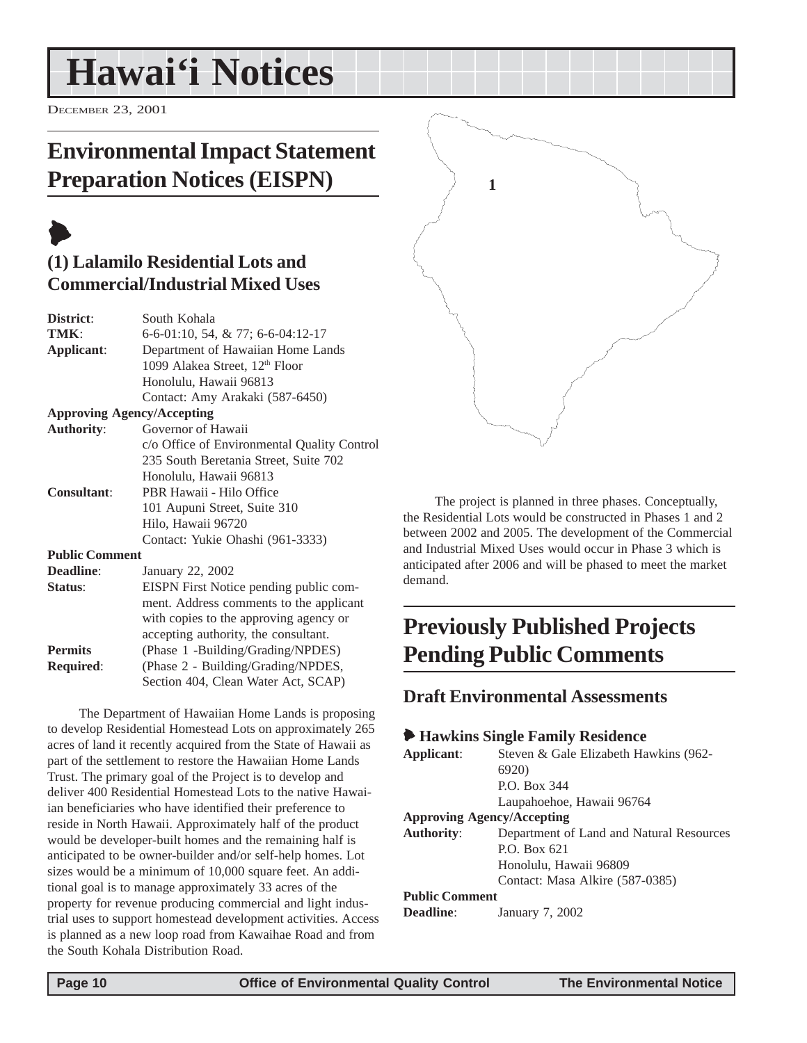# Hawai'i Notices

DECEMBER 23, 2001

## Environmental Impact Statement Preparation Notices (EISPN)

### (1) Lalamilo Residential Lots and Commercial/Industrial Mixed Uses

| | |
|---|---|
| **District**: | South Kohala |
| **TMK**: | 6-6-01:10, 54, & 77; 6-6-04:12-17 |
| **Applicant**: | Department of Hawaiian Home Lands<br>1099 Alakea Street, 12th Floor<br>Honolulu, Hawaii 96813<br>Contact: Amy Arakaki (587-6450) |
| **Approving Agency/Accepting Authority**: | Governor of Hawaii<br>c/o Office of Environmental Quality Control<br>235 South Beretania Street, Suite 702<br>Honolulu, Hawaii 96813 |
| **Consultant**: | PBR Hawaii - Hilo Office<br>101 Aupuni Street, Suite 310<br>Hilo, Hawaii 96720<br>Contact: Yukie Ohashi (961-3333) |
| **Public Comment Deadline**: | January 22, 2002 |
| **Status**: | EISPN First Notice pending public comment. Address comments to the applicant with copies to the approving agency or accepting authority, the consultant. |
| **Permits Required**: | (Phase 1 -Building/Grading/NPDES)<br>(Phase 2 - Building/Grading/NPDES, Section 404, Clean Water Act, SCAP) |

The Department of Hawaiian Home Lands is proposing to develop Residential Homestead Lots on approximately 265 acres of land it recently acquired from the State of Hawaii as part of the settlement to restore the Hawaiian Home Lands Trust. The primary goal of the Project is to develop and deliver 400 Residential Homestead Lots to the native Hawaiian beneficiaries who have identified their preference to reside in North Hawaii. Approximately half of the product would be developer-built homes and the remaining half is anticipated to be owner-builder and/or self-help homes. Lot sizes would be a minimum of 10,000 square feet. An additional goal is to manage approximately 33 acres of the property for revenue producing commercial and light industrial uses to support homestead development activities. Access is planned as a new loop road from Kawaihae Road and from the South Kohala Distribution Road.

The project is planned in three phases. Conceptually, the Residential Lots would be constructed in Phases 1 and 2 between 2002 and 2005. The development of the Commercial and Industrial Mixed Uses would occur in Phase 3 which is anticipated after 2006 and will be phased to meet the market demand.

## Previously Published Projects Pending Public Comments

### Draft Environmental Assessments

#### Hawkins Single Family Residence

| | |
|---|---|
| **Applicant**: | Steven & Gale Elizabeth Hawkins (962-6920)<br>P.O. Box 344<br>Laupahoehoe, Hawaii 96764 |
| **Approving Agency/Accepting Authority**: | Department of Land and Natural Resources<br>P.O. Box 621<br>Honolulu, Hawaii 96809<br>Contact: Masa Alkire (587-0385) |
| **Public Comment Deadline**: | January 7, 2002 |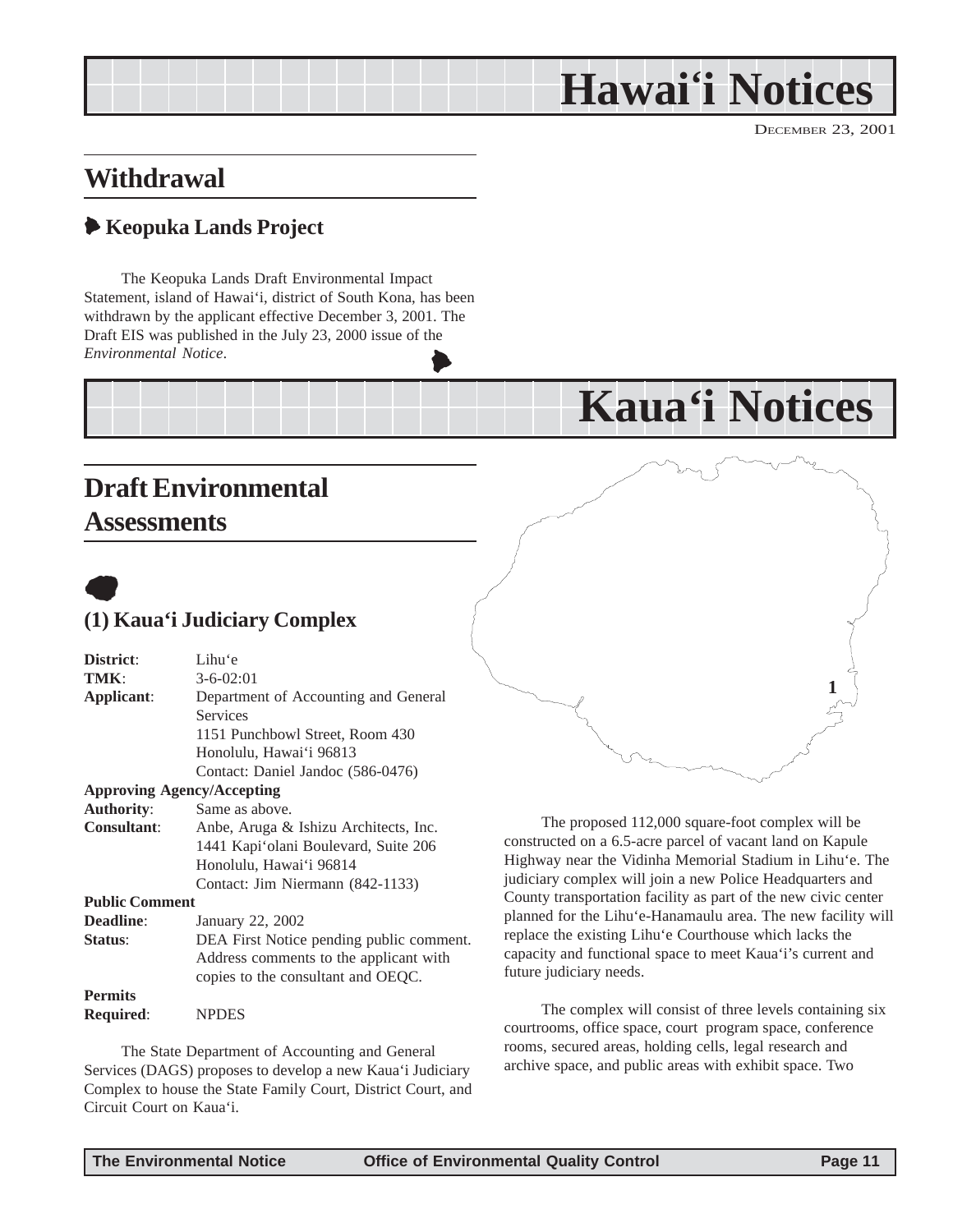# Hawai'i Notices

DECEMBER 23, 2001

## Withdrawal

### Keopuka Lands Project

The Keopuka Lands Draft Environmental Impact Statement, island of Hawai'i, district of South Kona, has been withdrawn by the applicant effective December 3, 2001. The Draft EIS was published in the July 23, 2000 issue of the *Environmental Notice*.

# Kaua'i Notices

## Draft Environmental Assessments

### (1) Kaua'i Judiciary Complex

**District**: Lihu'e
**TMK**: 3-6-02:01
**Applicant**: Department of Accounting and General Services
1151 Punchbowl Street, Room 430
Honolulu, Hawai'i 96813
Contact: Daniel Jandoc (586-0476)
**Approving Agency/Accepting Authority**: Same as above.
**Consultant**: Anbe, Aruga & Ishizu Architects, Inc.
1441 Kapi'olani Boulevard, Suite 206
Honolulu, Hawai'i 96814
Contact: Jim Niermann (842-1133)
**Public Comment Deadline**: January 22, 2002
**Status**: DEA First Notice pending public comment. Address comments to the applicant with copies to the consultant and OEQC.
**Permits Required**: NPDES

The State Department of Accounting and General Services (DAGS) proposes to develop a new Kaua'i Judiciary Complex to house the State Family Court, District Court, and Circuit Court on Kaua'i.

The proposed 112,000 square-foot complex will be constructed on a 6.5-acre parcel of vacant land on Kapule Highway near the Vidinha Memorial Stadium in Lihu'e. The judiciary complex will join a new Police Headquarters and County transportation facility as part of the new civic center planned for the Lihu'e-Hanamaulu area. The new facility will replace the existing Lihu'e Courthouse which lacks the capacity and functional space to meet Kaua'i's current and future judiciary needs.

The complex will consist of three levels containing six courtrooms, office space, court program space, conference rooms, secured areas, holding cells, legal research and archive space, and public areas with exhibit space. Two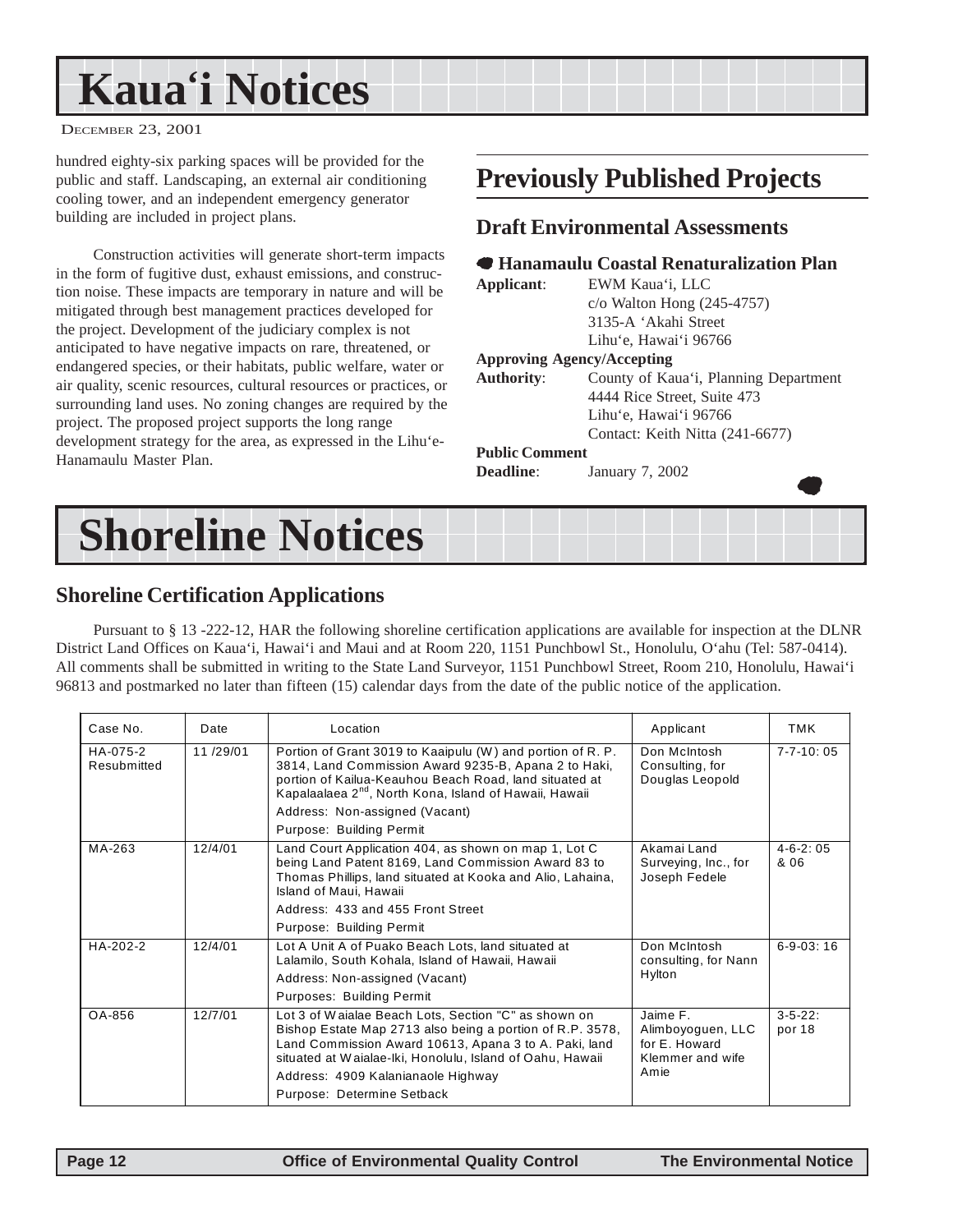# Kaua'i Notices

hundred eighty-six parking spaces will be provided for the public and staff. Landscaping, an external air conditioning cooling tower, and an independent emergency generator building are included in project plans.

Construction activities will generate short-term impacts in the form of fugitive dust, exhaust emissions, and construction noise. These impacts are temporary in nature and will be mitigated through best management practices developed for the project. Development of the judiciary complex is not anticipated to have negative impacts on rare, threatened, or endangered species, or their habitats, public welfare, water or air quality, scenic resources, cultural resources or practices, or surrounding land uses. No zoning changes are required by the project. The proposed project supports the long range development strategy for the area, as expressed in the Lihu'e-Hanamaulu Master Plan.

## Previously Published Projects

### Draft Environmental Assessments

#### Hanamaulu Coastal Renaturalization Plan

**Applicant**: EWM Kaua'i, LLC
c/o Walton Hong (245-4757)
3135-A 'Akahi Street
Lihu'e, Hawai'i 96766

**Approving Agency/Accepting Authority**: County of Kaua'i, Planning Department
4444 Rice Street, Suite 473
Lihu'e, Hawai'i 96766
Contact: Keith Nitta (241-6677)

**Public Comment Deadline**: January 7, 2002

# Shoreline Notices

## Shoreline Certification Applications

Pursuant to § 13 -222-12, HAR the following shoreline certification applications are available for inspection at the DLNR District Land Offices on Kaua'i, Hawai'i and Maui and at Room 220, 1151 Punchbowl St., Honolulu, O'ahu (Tel: 587-0414). All comments shall be submitted in writing to the State Land Surveyor, 1151 Punchbowl Street, Room 210, Honolulu, Hawai'i 96813 and postmarked no later than fifteen (15) calendar days from the date of the public notice of the application.

| Case No. | Date | Location | Applicant | TMK |
|---|---|---|---|---|
| HA-075-2 Resubmitted | 11 /29/01 | Portion of Grant 3019 to Kaaipulu (W) and portion of R. P. 3814, Land Commission Award 9235-B, Apana 2 to Haki, portion of Kailua-Keauhou Beach Road, land situated at Kapalaalaea 2nd, North Kona, Island of Hawaii, Hawaii<br>Address: Non-assigned (Vacant)<br>Purpose: Building Permit | Don McIntosh Consulting, for Douglas Leopold | 7-7-10: 05 |
| MA-263 | 12/4/01 | Land Court Application 404, as shown on map 1, Lot C being Land Patent 8169, Land Commission Award 83 to Thomas Phillips, land situated at Kooka and Alio, Lahaina, Island of Maui, Hawaii<br>Address: 433 and 455 Front Street<br>Purpose: Building Permit | Akamai Land Surveying, Inc., for Joseph Fedele | 4-6-2: 05 & 06 |
| HA-202-2 | 12/4/01 | Lot A Unit A of Puako Beach Lots, land situated at Lalamilo, South Kohala, Island of Hawaii, Hawaii<br>Address: Non-assigned (Vacant)<br>Purposes: Building Permit | Don McIntosh consulting, for Nann Hylton | 6-9-03: 16 |
| OA-856 | 12/7/01 | Lot 3 of Waialae Beach Lots, Section "C" as shown on Bishop Estate Map 2713 also being a portion of R.P. 3578, Land Commission Award 10613, Apana 3 to A. Paki, land situated at Waialae-Iki, Honolulu, Island of Oahu, Hawaii<br>Address: 4909 Kalanianaole Highway<br>Purpose: Determine Setback | Jaime F. Alimboyoguen, LLC for E. Howard Klemmer and wife Amie | 3-5-22: por 18 |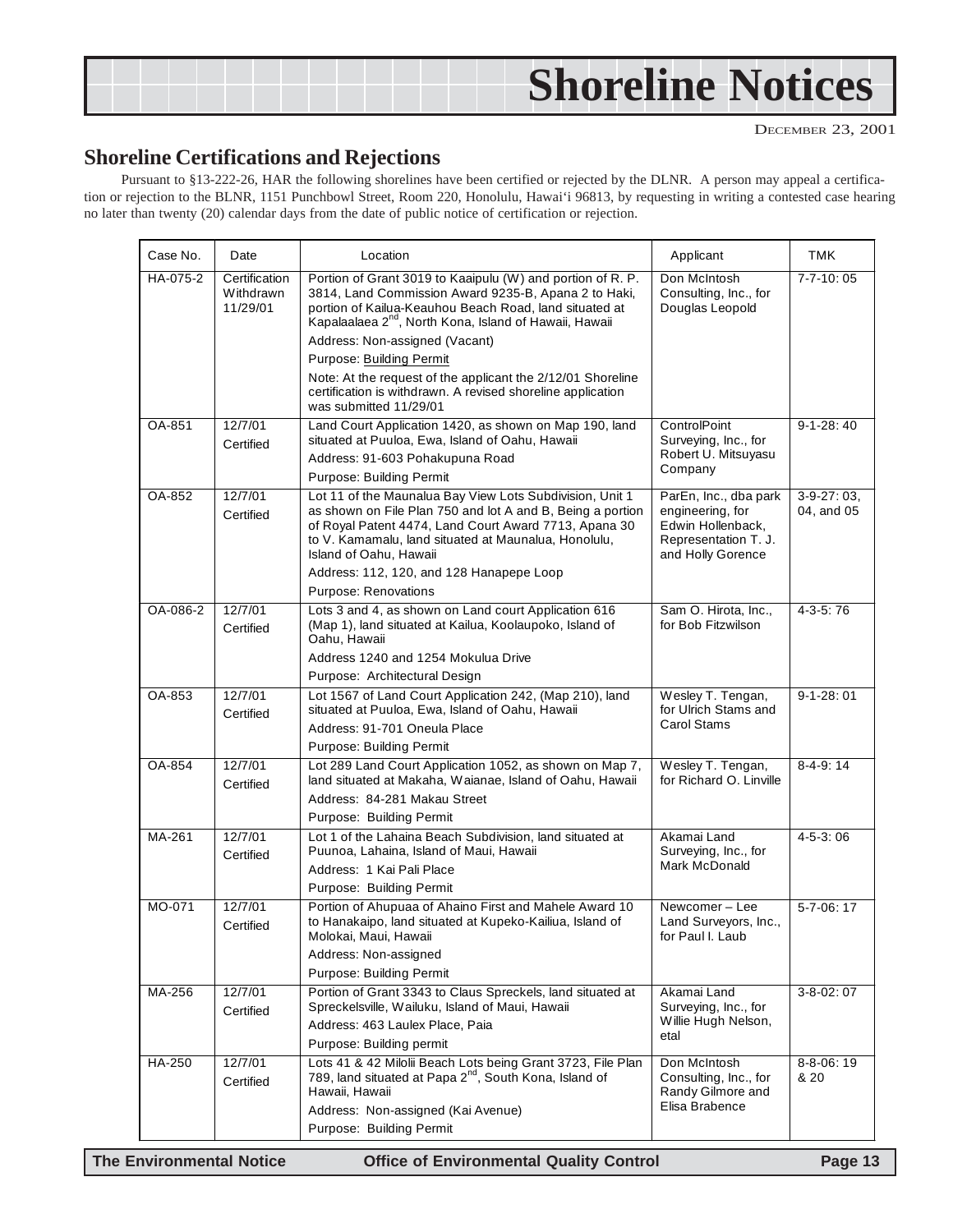## Shoreline Certifications and Rejections

Pursuant to §13-222-26, HAR the following shorelines have been certified or rejected by the DLNR. A person may appeal a certification or rejection to the BLNR, 1151 Punchbowl Street, Room 220, Honolulu, Hawai'i 96813, by requesting in writing a contested case hearing no later than twenty (20) calendar days from the date of public notice of certification or rejection.

| Case No. | Date | Location | Applicant | TMK |
|---|---|---|---|---|
| HA-075-2 | Certification Withdrawn 11/29/01 | Portion of Grant 3019 to Kaaipulu (W) and portion of R. P. 3814, Land Commission Award 9235-B, Apana 2 to Haki, portion of Kailua-Keauhou Beach Road, land situated at Kapalaalaea 2nd, North Kona, Island of Hawaii, Hawaii<br>Address: Non-assigned (Vacant)<br>Purpose: Building Permit<br>Note: At the request of the applicant the 2/12/01 Shoreline certification is withdrawn. A revised shoreline application was submitted 11/29/01 | Don McIntosh Consulting, Inc., for Douglas Leopold | 7-7-10: 05 |
| OA-851 | 12/7/01 Certified | Land Court Application 1420, as shown on Map 190, land situated at Puuloa, Ewa, Island of Oahu, Hawaii<br>Address: 91-603 Pohakupuna Road<br>Purpose: Building Permit | ControlPoint Surveying, Inc., for Robert U. Mitsuyasu Company | 9-1-28: 40 |
| OA-852 | 12/7/01 Certified | Lot 11 of the Maunalua Bay View Lots Subdivision, Unit 1 as shown on File Plan 750 and lot A and B, Being a portion of Royal Patent 4474, Land Court Award 7713, Apana 30 to V. Kamamalu, land situated at Maunalua, Honolulu, Island of Oahu, Hawaii<br>Address: 112, 120, and 128 Hanapepe Loop<br>Purpose: Renovations | ParEn, Inc., dba park engineering, for Edwin Hollenback, Representation T. J. and Holly Gorence | 3-9-27: 03, 04, and 05 |
| OA-086-2 | 12/7/01 Certified | Lots 3 and 4, as shown on Land court Application 616 (Map 1), land situated at Kailua, Koolaupoko, Island of Oahu, Hawaii<br>Address 1240 and 1254 Mokulua Drive<br>Purpose: Architectural Design | Sam O. Hirota, Inc., for Bob Fitzwilson | 4-3-5: 76 |
| OA-853 | 12/7/01 Certified | Lot 1567 of Land Court Application 242, (Map 210), land situated at Puuloa, Ewa, Island of Oahu, Hawaii<br>Address: 91-701 Oneula Place<br>Purpose: Building Permit | Wesley T. Tengan, for Ulrich Stams and Carol Stams | 9-1-28: 01 |
| OA-854 | 12/7/01 Certified | Lot 289 Land Court Application 1052, as shown on Map 7, land situated at Makaha, Waianae, Island of Oahu, Hawaii<br>Address: 84-281 Makau Street<br>Purpose: Building Permit | Wesley T. Tengan, for Richard O. Linville | 8-4-9: 14 |
| MA-261 | 12/7/01 Certified | Lot 1 of the Lahaina Beach Subdivision, land situated at Puunoa, Lahaina, Island of Maui, Hawaii<br>Address: 1 Kai Pali Place<br>Purpose: Building Permit | Akamai Land Surveying, Inc., for Mark McDonald | 4-5-3: 06 |
| MO-071 | 12/7/01 Certified | Portion of Ahupuaa of Ahaino First and Mahele Award 10 to Hanakaipo, land situated at Kupeko-Kailiua, Island of Molokai, Maui, Hawaii<br>Address: Non-assigned<br>Purpose: Building Permit | Newcomer – Lee Land Surveyors, Inc., for Paul I. Laub | 5-7-06: 17 |
| MA-256 | 12/7/01 Certified | Portion of Grant 3343 to Claus Spreckels, land situated at Spreckelsville, Wailuku, Island of Maui, Hawaii<br>Address: 463 Laulex Place, Paia<br>Purpose: Building permit | Akamai Land Surveying, Inc., for Willie Hugh Nelson, etal | 3-8-02: 07 |
| HA-250 | 12/7/01 Certified | Lots 41 & 42 Milolii Beach Lots being Grant 3723, File Plan 789, land situated at Papa 2nd, South Kona, Island of Hawaii, Hawaii<br>Address: Non-assigned (Kai Avenue)<br>Purpose: Building Permit | Don McIntosh Consulting, Inc., for Randy Gilmore and Elisa Brabence | 8-8-06: 19 & 20 |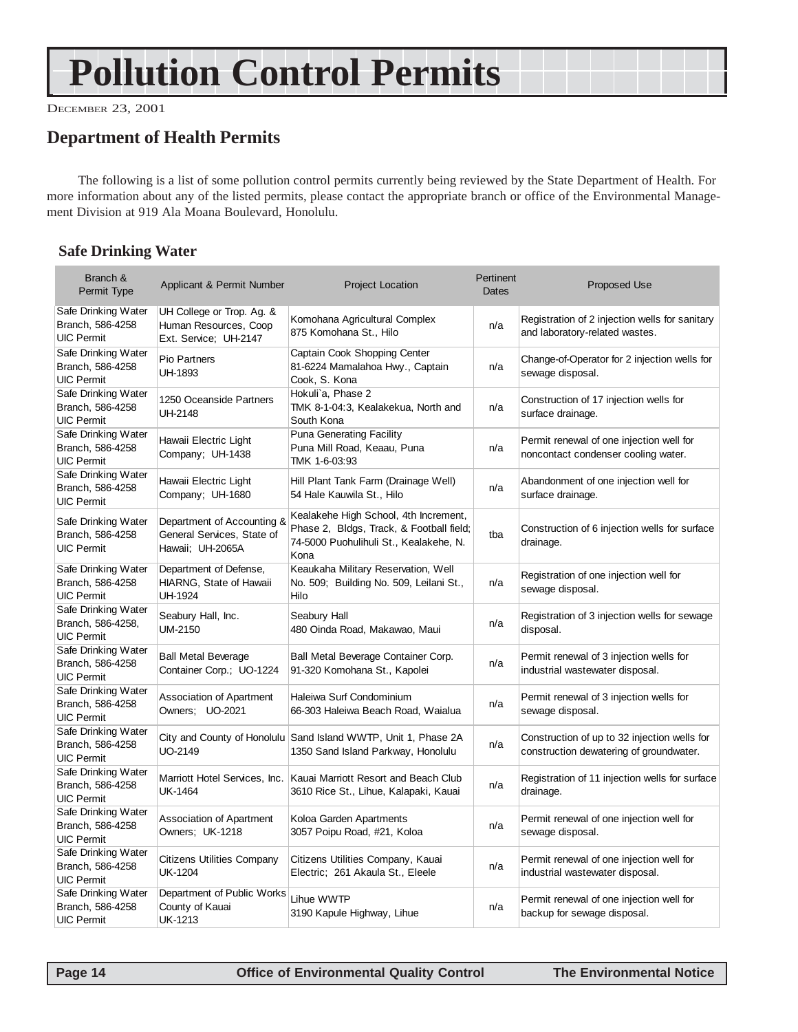# Pollution Control Permits

December 23, 2001

## Department of Health Permits

The following is a list of some pollution control permits currently being reviewed by the State Department of Health. For more information about any of the listed permits, please contact the appropriate branch or office of the Environmental Management Division at 919 Ala Moana Boulevard, Honolulu.

### Safe Drinking Water

| Branch & Permit Type | Applicant & Permit Number | Project Location | Pertinent Dates | Proposed Use |
|---|---|---|---|---|
| Safe Drinking Water Branch, 586-4258 UIC Permit | UH College or Trop. Ag. & Human Resources, Coop Ext. Service; UH-2147 | Komohana Agricultural Complex 875 Komohana St., Hilo | n/a | Registration of 2 injection wells for sanitary and laboratory-related wastes. |
| Safe Drinking Water Branch, 586-4258 UIC Permit | Pio Partners UH-1893 | Captain Cook Shopping Center 81-6224 Mamalahoa Hwy., Captain Cook, S. Kona | n/a | Change-of-Operator for 2 injection wells for sewage disposal. |
| Safe Drinking Water Branch, 586-4258 UIC Permit | 1250 Oceanside Partners UH-2148 | Hokuli`a, Phase 2 TMK 8-1-04:3, Kealakekua, North and South Kona | n/a | Construction of 17 injection wells for surface drainage. |
| Safe Drinking Water Branch, 586-4258 UIC Permit | Hawaii Electric Light Company; UH-1438 | Puna Generating Facility Puna Mill Road, Keaau, Puna TMK 1-6-03:93 | n/a | Permit renewal of one injection well for noncontact condenser cooling water. |
| Safe Drinking Water Branch, 586-4258 UIC Permit | Hawaii Electric Light Company; UH-1680 | Hill Plant Tank Farm (Drainage Well) 54 Hale Kauwila St., Hilo | n/a | Abandonment of one injection well for surface drainage. |
| Safe Drinking Water Branch, 586-4258 UIC Permit | Department of Accounting & General Services, State of Hawaii; UH-2065A | Kealakehe High School, 4th Increment, Phase 2, Bldgs, Track, & Football field; 74-5000 Puohulihuli St., Kealakehe, N. Kona | tba | Construction of 6 injection wells for surface drainage. |
| Safe Drinking Water Branch, 586-4258 UIC Permit | Department of Defense, HIARNG, State of Hawaii UH-1924 | Keaukaha Military Reservation, Well No. 509; Building No. 509, Leilani St., Hilo | n/a | Registration of one injection well for sewage disposal. |
| Safe Drinking Water Branch, 586-4258, UIC Permit | Seabury Hall, Inc. UM-2150 | Seabury Hall 480 Oinda Road, Makawao, Maui | n/a | Registration of 3 injection wells for sewage disposal. |
| Safe Drinking Water Branch, 586-4258 UIC Permit | Ball Metal Beverage Container Corp.; UO-1224 | Ball Metal Beverage Container Corp. 91-320 Komohana St., Kapolei | n/a | Permit renewal of 3 injection wells for industrial wastewater disposal. |
| Safe Drinking Water Branch, 586-4258 UIC Permit | Association of Apartment Owners; UO-2021 | Haleiwa Surf Condominium 66-303 Haleiwa Beach Road, Waialua | n/a | Permit renewal of 3 injection wells for sewage disposal. |
| Safe Drinking Water Branch, 586-4258 UIC Permit | City and County of Honolulu UO-2149 | Sand Island WWTP, Unit 1, Phase 2A 1350 Sand Island Parkway, Honolulu | n/a | Construction of up to 32 injection wells for construction dewatering of groundwater. |
| Safe Drinking Water Branch, 586-4258 UIC Permit | Marriott Hotel Services, Inc. UK-1464 | Kauai Marriott Resort and Beach Club 3610 Rice St., Lihue, Kalapaki, Kauai | n/a | Registration of 11 injection wells for surface drainage. |
| Safe Drinking Water Branch, 586-4258 UIC Permit | Association of Apartment Owners; UK-1218 | Koloa Garden Apartments 3057 Poipu Road, #21, Koloa | n/a | Permit renewal of one injection well for sewage disposal. |
| Safe Drinking Water Branch, 586-4258 UIC Permit | Citizens Utilities Company UK-1204 | Citizens Utilities Company, Kauai Electric; 261 Akaula St., Eleele | n/a | Permit renewal of one injection well for industrial wastewater disposal. |
| Safe Drinking Water Branch, 586-4258 UIC Permit | Department of Public Works County of Kauai UK-1213 | Lihue WWTP 3190 Kapule Highway, Lihue | n/a | Permit renewal of one injection well for backup for sewage disposal. |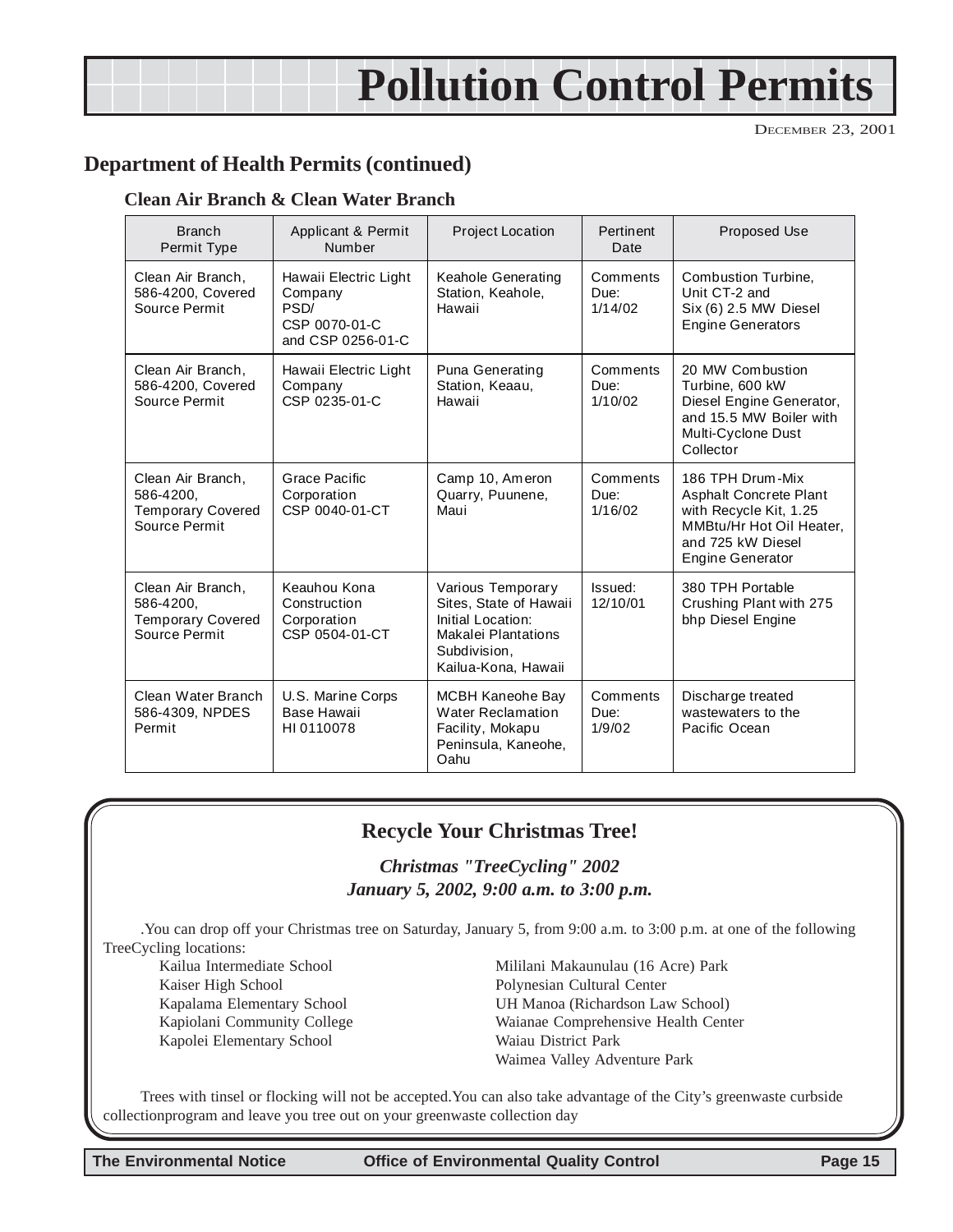# Pollution Control Permits

December 23, 2001

## Department of Health Permits (continued)

### Clean Air Branch & Clean Water Branch

| Branch Permit Type | Applicant & Permit Number | Project Location | Pertinent Date | Proposed Use |
|---|---|---|---|---|
| Clean Air Branch, 586-4200, Covered Source Permit | Hawaii Electric Light Company PSD/ CSP 0070-01-C and CSP 0256-01-C | Keahole Generating Station, Keahole, Hawaii | Comments Due: 1/14/02 | Combustion Turbine, Unit CT-2 and Six (6) 2.5 MW Diesel Engine Generators |
| Clean Air Branch, 586-4200, Covered Source Permit | Hawaii Electric Light Company CSP 0235-01-C | Puna Generating Station, Keaau, Hawaii | Comments Due: 1/10/02 | 20 MW Combustion Turbine, 600 kW Diesel Engine Generator, and 15.5 MW Boiler with Multi-Cyclone Dust Collector |
| Clean Air Branch, 586-4200, Temporary Covered Source Permit | Grace Pacific Corporation CSP 0040-01-CT | Camp 10, Ameron Quarry, Puunene, Maui | Comments Due: 1/16/02 | 186 TPH Drum-Mix Asphalt Concrete Plant with Recycle Kit, 1.25 MMBtu/Hr Hot Oil Heater, and 725 kW Diesel Engine Generator |
| Clean Air Branch, 586-4200, Temporary Covered Source Permit | Keauhou Kona Construction Corporation CSP 0504-01-CT | Various Temporary Sites, State of Hawaii Initial Location: Makalei Plantations Subdivision, Kailua-Kona, Hawaii | Issued: 12/10/01 | 380 TPH Portable Crushing Plant with 275 bhp Diesel Engine |
| Clean Water Branch 586-4309, NPDES Permit | U.S. Marine Corps Base Hawaii HI 0110078 | MCBH Kaneohe Bay Water Reclamation Facility, Mokapu Peninsula, Kaneohe, Oahu | Comments Due: 1/9/02 | Discharge treated wastewaters to the Pacific Ocean |

## Recycle Your Christmas Tree!

***Christmas "TreeCycling" 2002***
***January 5, 2002, 9:00 a.m. to 3:00 p.m.***

.You can drop off your Christmas tree on Saturday, January 5, from 9:00 a.m. to 3:00 p.m. at one of the following TreeCycling locations:

- Kailua Intermediate School
- Kaiser High School
- Kapalama Elementary School
- Kapiolani Community College
- Kapolei Elementary School
- Mililani Makaunulau (16 Acre) Park
- Polynesian Cultural Center
- UH Manoa (Richardson Law School)
- Waianae Comprehensive Health Center
- Waiau District Park
- Waimea Valley Adventure Park

Trees with tinsel or flocking will not be accepted.You can also take advantage of the City's greenwaste curbside collectionprogram and leave you tree out on your greenwaste collection day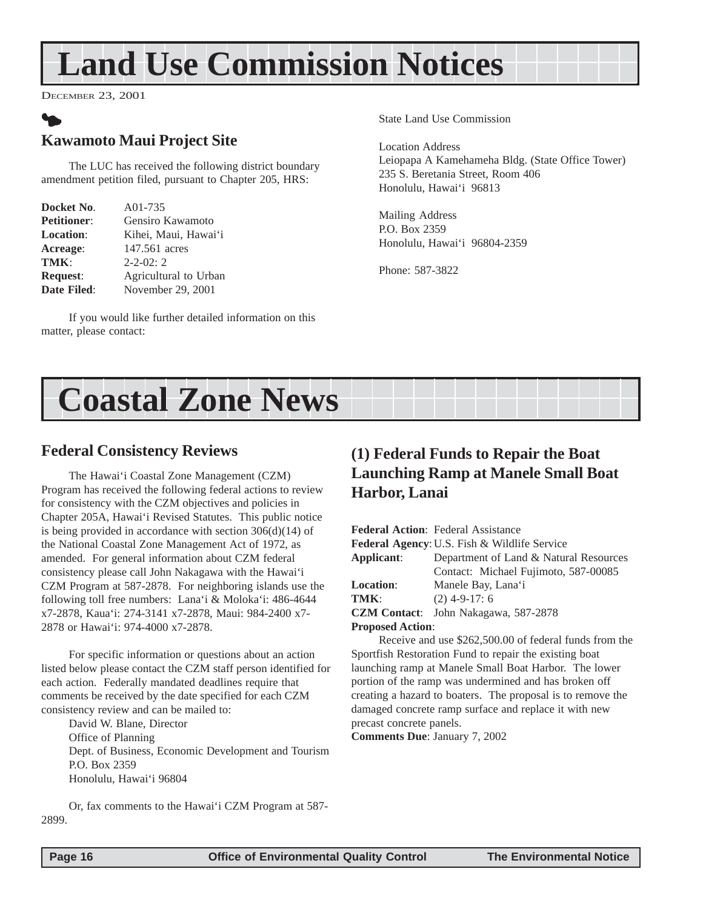# Land Use Commission Notices

December 23, 2001

## Kawamoto Maui Project Site

The LUC has received the following district boundary amendment petition filed, pursuant to Chapter 205, HRS:

**Docket No**. A01-735
**Petitioner**: Gensiro Kawamoto
**Location**: Kihei, Maui, Hawai'i
**Acreage**: 147.561 acres
**TMK**: 2-2-02: 2
**Request**: Agricultural to Urban
**Date Filed**: November 29, 2001

If you would like further detailed information on this matter, please contact:

State Land Use Commission

Location Address
Leiopapa A Kamehameha Bldg. (State Office Tower)
235 S. Beretania Street, Room 406
Honolulu, Hawai'i 96813

Mailing Address
P.O. Box 2359
Honolulu, Hawai'i 96804-2359

Phone: 587-3822

# Coastal Zone News

## Federal Consistency Reviews

The Hawai'i Coastal Zone Management (CZM) Program has received the following federal actions to review for consistency with the CZM objectives and policies in Chapter 205A, Hawai'i Revised Statutes. This public notice is being provided in accordance with section 306(d)(14) of the National Coastal Zone Management Act of 1972, as amended. For general information about CZM federal consistency please call John Nakagawa with the Hawai'i CZM Program at 587-2878. For neighboring islands use the following toll free numbers: Lana'i & Moloka'i: 486-4644 x7-2878, Kaua'i: 274-3141 x7-2878, Maui: 984-2400 x7-2878 or Hawai'i: 974-4000 x7-2878.

For specific information or questions about an action listed below please contact the CZM staff person identified for each action. Federally mandated deadlines require that comments be received by the date specified for each CZM consistency review and can be mailed to:

David W. Blane, Director
Office of Planning
Dept. of Business, Economic Development and Tourism
P.O. Box 2359
Honolulu, Hawai'i 96804

Or, fax comments to the Hawai'i CZM Program at 587-2899.

## (1) Federal Funds to Repair the Boat Launching Ramp at Manele Small Boat Harbor, Lanai

**Federal Action**: Federal Assistance
**Federal Agency**: U.S. Fish & Wildlife Service
**Applicant**: Department of Land & Natural Resources
Contact: Michael Fujimoto, 587-00085
**Location**: Manele Bay, Lana'i
**TMK**: (2) 4-9-17: 6
**CZM Contact**: John Nakagawa, 587-2878
**Proposed Action**:

Receive and use $262,500.00 of federal funds from the Sportfish Restoration Fund to repair the existing boat launching ramp at Manele Small Boat Harbor. The lower portion of the ramp was undermined and has broken off creating a hazard to boaters. The proposal is to remove the damaged concrete ramp surface and replace it with new precast concrete panels.

**Comments Due**: January 7, 2002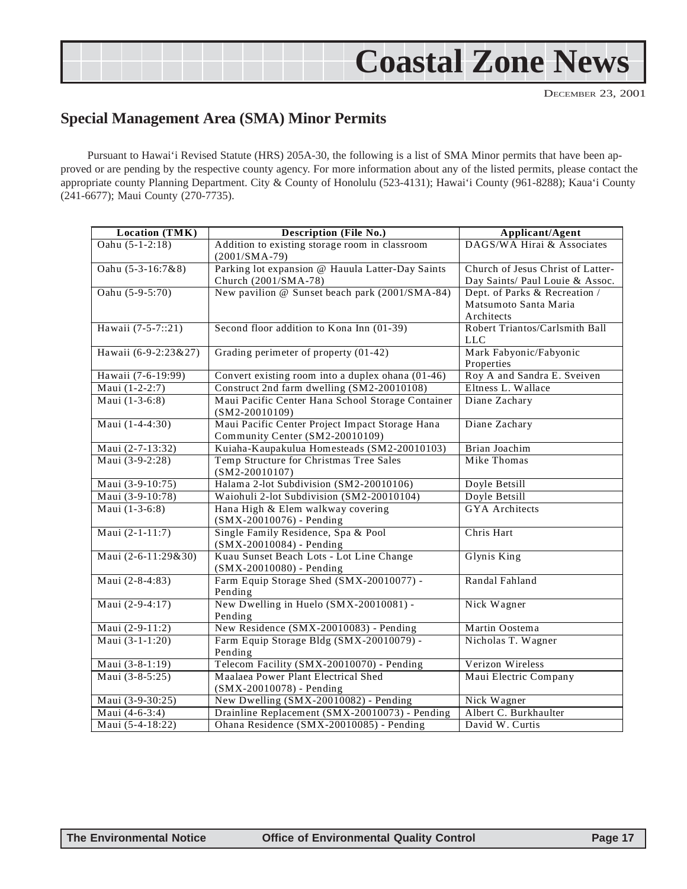# Coastal Zone News

DECEMBER 23, 2001

## Special Management Area (SMA) Minor Permits

Pursuant to Hawai'i Revised Statute (HRS) 205A-30, the following is a list of SMA Minor permits that have been approved or are pending by the respective county agency. For more information about any of the listed permits, please contact the appropriate county Planning Department. City & County of Honolulu (523-4131); Hawai'i County (961-8288); Kaua'i County (241-6677); Maui County (270-7735).

| Location (TMK) | Description (File No.) | Applicant/Agent |
|---|---|---|
| Oahu (5-1-2:18) | Addition to existing storage room in classroom (2001/SMA-79) | DAGS/WA Hirai & Associates |
| Oahu (5-3-16:7&8) | Parking lot expansion @ Hauula Latter-Day Saints Church (2001/SMA-78) | Church of Jesus Christ of Latter-Day Saints/ Paul Louie & Assoc. |
| Oahu (5-9-5:70) | New pavilion @ Sunset beach park (2001/SMA-84) | Dept. of Parks & Recreation / Matsumoto Santa Maria Architects |
| Hawaii (7-5-7::21) | Second floor addition to Kona Inn (01-39) | Robert Triantos/Carlsmith Ball LLC |
| Hawaii (6-9-2:23&27) | Grading perimeter of property (01-42) | Mark Fabyonic/Fabyonic Properties |
| Hawaii (7-6-19:99) | Convert existing room into a duplex ohana (01-46) | Roy A and Sandra E. Sveiven |
| Maui (1-2-2:7) | Construct 2nd farm dwelling (SM2-20010108) | Eltness L. Wallace |
| Maui (1-3-6:8) | Maui Pacific Center Hana School Storage Container (SM2-20010109) | Diane Zachary |
| Maui (1-4-4:30) | Maui Pacific Center Project Impact Storage Hana Community Center (SM2-20010109) | Diane Zachary |
| Maui (2-7-13:32) | Kuiaha-Kaupakulua Homesteads (SM2-20010103) | Brian Joachim |
| Maui (3-9-2:28) | Temp Structure for Christmas Tree Sales (SM2-20010107) | Mike Thomas |
| Maui (3-9-10:75) | Halama 2-lot Subdivision (SM2-20010106) | Doyle Betsill |
| Maui (3-9-10:78) | Waiohuli 2-lot Subdivision (SM2-20010104) | Doyle Betsill |
| Maui (1-3-6:8) | Hana High & Elem walkway covering (SMX-20010076) - Pending | GYA Architects |
| Maui (2-1-11:7) | Single Family Residence, Spa & Pool (SMX-20010084) - Pending | Chris Hart |
| Maui (2-6-11:29&30) | Kuau Sunset Beach Lots - Lot Line Change (SMX-20010080) - Pending | Glynis King |
| Maui (2-8-4:83) | Farm Equip Storage Shed (SMX-20010077) - Pending | Randal Fahland |
| Maui (2-9-4:17) | New Dwelling in Huelo (SMX-20010081) - Pending | Nick Wagner |
| Maui (2-9-11:2) | New Residence (SMX-20010083) - Pending | Martin Oostema |
| Maui (3-1-1:20) | Farm Equip Storage Bldg (SMX-20010079) - Pending | Nicholas T. Wagner |
| Maui (3-8-1:19) | Telecom Facility (SMX-20010070) - Pending | Verizon Wireless |
| Maui (3-8-5:25) | Maalaea Power Plant Electrical Shed (SMX-20010078) - Pending | Maui Electric Company |
| Maui (3-9-30:25) | New Dwelling (SMX-20010082) - Pending | Nick Wagner |
| Maui (4-6-3:4) | Drainline Replacement (SMX-20010073) - Pending | Albert C. Burkhaulter |
| Maui (5-4-18:22) | Ohana Residence (SMX-20010085) - Pending | David W. Curtis |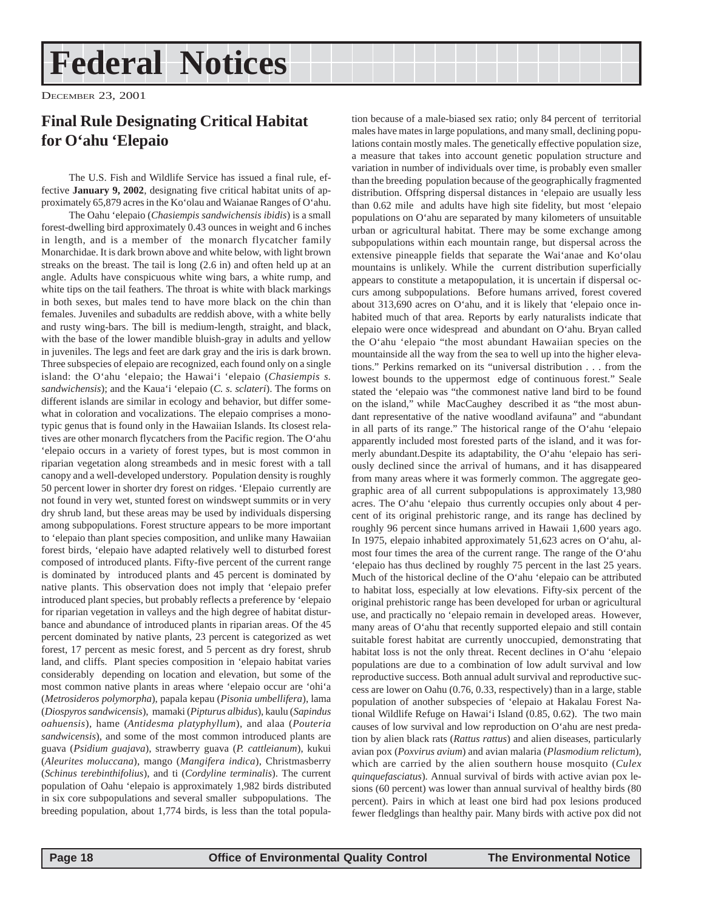# Federal Notices

December 23, 2001

## Final Rule Designating Critical Habitat for O'ahu 'Elepaio

The U.S. Fish and Wildlife Service has issued a final rule, effective **January 9, 2002**, designating five critical habitat units of approximately 65,879 acres in the Ko'olau and Waianae Ranges of O'ahu.

The Oahu 'elepaio (*Chasiempis sandwichensis ibidis*) is a small forest-dwelling bird approximately 0.43 ounces in weight and 6 inches in length, and is a member of the monarch flycatcher family Monarchidae. It is dark brown above and white below, with light brown streaks on the breast. The tail is long (2.6 in) and often held up at an angle. Adults have conspicuous white wing bars, a white rump, and white tips on the tail feathers. The throat is white with black markings in both sexes, but males tend to have more black on the chin than females. Juveniles and subadults are reddish above, with a white belly and rusty wing-bars. The bill is medium-length, straight, and black, with the base of the lower mandible bluish-gray in adults and yellow in juveniles. The legs and feet are dark gray and the iris is dark brown. Three subspecies of elepaio are recognized, each found only on a single island: the O'ahu 'elepaio; the Hawai'i 'elepaio (*Chasiempis s. sandwichensis*); and the Kaua'i 'elepaio (*C. s. sclateri*). The forms on different islands are similar in ecology and behavior, but differ somewhat in coloration and vocalizations. The elepaio comprises a monotypic genus that is found only in the Hawaiian Islands. Its closest relatives are other monarch flycatchers from the Pacific region. The O'ahu 'elepaio occurs in a variety of forest types, but is most common in riparian vegetation along streambeds and in mesic forest with a tall canopy and a well-developed understory. Population density is roughly 50 percent lower in shorter dry forest on ridges. 'Elepaio currently are not found in very wet, stunted forest on windswept summits or in very dry shrub land, but these areas may be used by individuals dispersing among subpopulations. Forest structure appears to be more important to 'elepaio than plant species composition, and unlike many Hawaiian forest birds, 'elepaio have adapted relatively well to disturbed forest composed of introduced plants. Fifty-five percent of the current range is dominated by introduced plants and 45 percent is dominated by native plants. This observation does not imply that 'elepaio prefer introduced plant species, but probably reflects a preference by 'elepaio for riparian vegetation in valleys and the high degree of habitat disturbance and abundance of introduced plants in riparian areas. Of the 45 percent dominated by native plants, 23 percent is categorized as wet forest, 17 percent as mesic forest, and 5 percent as dry forest, shrub land, and cliffs. Plant species composition in 'elepaio habitat varies considerably depending on location and elevation, but some of the most common native plants in areas where 'elepaio occur are 'ohi'a (*Metrosideros polymorpha*), papala kepau (*Pisonia umbellifera*), lama (*Diospyros sandwicensis*), mamaki (*Pipturus albidus*), kaulu (*Sapindus oahuensis*), hame (*Antidesma platyphyllum*), and alaa (*Pouteria sandwicensis*), and some of the most common introduced plants are guava (*Psidium guajava*), strawberry guava (*P. cattleianum*), kukui (*Aleurites moluccana*), mango (*Mangifera indica*), Christmasberry (*Schinus terebinthifolius*), and ti (*Cordyline terminalis*). The current population of Oahu 'elepaio is approximately 1,982 birds distributed in six core subpopulations and several smaller subpopulations. The breeding population, about 1,774 birds, is less than the total population because of a male-biased sex ratio; only 84 percent of territorial males have mates in large populations, and many small, declining populations contain mostly males. The genetically effective population size, a measure that takes into account genetic population structure and variation in number of individuals over time, is probably even smaller than the breeding population because of the geographically fragmented distribution. Offspring dispersal distances in 'elepaio are usually less than 0.62 mile and adults have high site fidelity, but most 'elepaio populations on O'ahu are separated by many kilometers of unsuitable urban or agricultural habitat. There may be some exchange among subpopulations within each mountain range, but dispersal across the extensive pineapple fields that separate the Wai'anae and Ko'olau mountains is unlikely. While the current distribution superficially appears to constitute a metapopulation, it is uncertain if dispersal occurs among subpopulations. Before humans arrived, forest covered about 313,690 acres on O'ahu, and it is likely that 'elepaio once inhabited much of that area. Reports by early naturalists indicate that elepaio were once widespread and abundant on O'ahu. Bryan called the O'ahu 'elepaio "the most abundant Hawaiian species on the mountainside all the way from the sea to well up into the higher elevations." Perkins remarked on its "universal distribution . . . from the lowest bounds to the uppermost edge of continuous forest." Seale stated the 'elepaio was "the commonest native land bird to be found on the island," while MacCaughey described it as "the most abundant representative of the native woodland avifauna" and "abundant in all parts of its range." The historical range of the O'ahu 'elepaio apparently included most forested parts of the island, and it was formerly abundant.Despite its adaptability, the O'ahu 'elepaio has seriously declined since the arrival of humans, and it has disappeared from many areas where it was formerly common. The aggregate geographic area of all current subpopulations is approximately 13,980 acres. The O'ahu 'elepaio thus currently occupies only about 4 percent of its original prehistoric range, and its range has declined by roughly 96 percent since humans arrived in Hawaii 1,600 years ago. In 1975, elepaio inhabited approximately 51,623 acres on O'ahu, almost four times the area of the current range. The range of the O'ahu 'elepaio has thus declined by roughly 75 percent in the last 25 years. Much of the historical decline of the O'ahu 'elepaio can be attributed to habitat loss, especially at low elevations. Fifty-six percent of the original prehistoric range has been developed for urban or agricultural use, and practically no 'elepaio remain in developed areas. However, many areas of O'ahu that recently supported elepaio and still contain suitable forest habitat are currently unoccupied, demonstrating that habitat loss is not the only threat. Recent declines in O'ahu 'elepaio populations are due to a combination of low adult survival and low reproductive success. Both annual adult survival and reproductive success are lower on Oahu (0.76, 0.33, respectively) than in a large, stable population of another subspecies of 'elepaio at Hakalau Forest National Wildlife Refuge on Hawai'i Island (0.85, 0.62). The two main causes of low survival and low reproduction on O'ahu are nest predation by alien black rats (*Rattus rattus*) and alien diseases, particularly avian pox (*Poxvirus avium*) and avian malaria (*Plasmodium relictum*), which are carried by the alien southern house mosquito (*Culex quinquefasciatus*). Annual survival of birds with active avian pox lesions (60 percent) was lower than annual survival of healthy birds (80 percent). Pairs in which at least one bird had pox lesions produced fewer fledglings than healthy pair. Many birds with active pox did not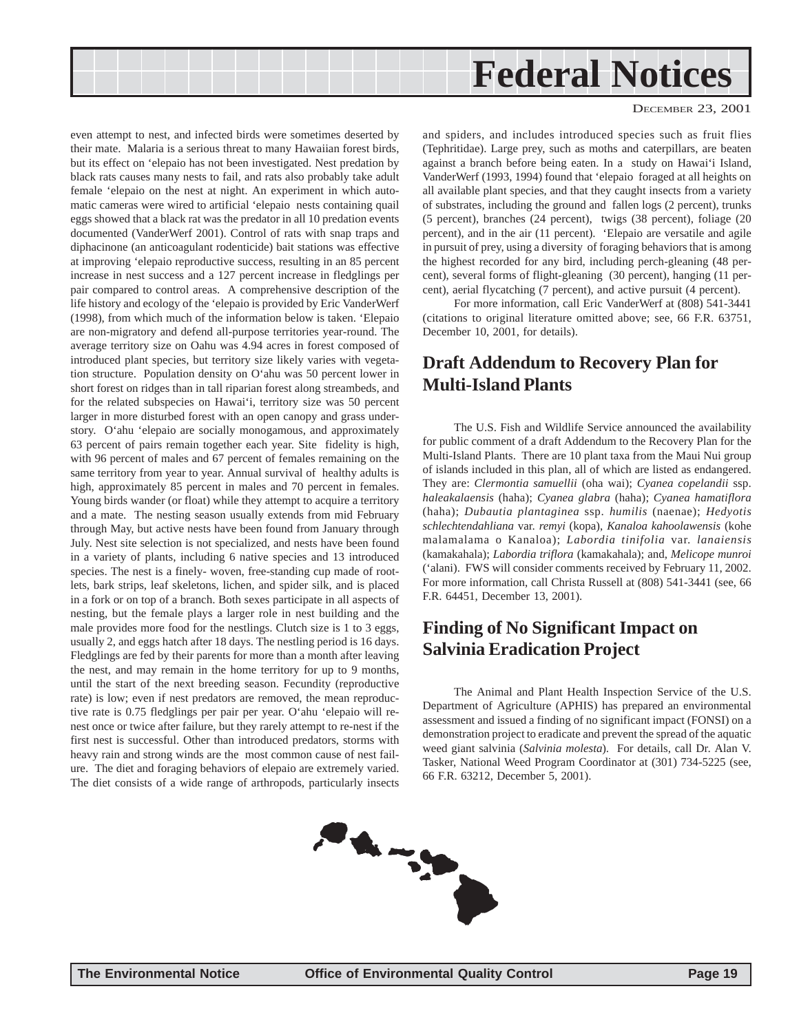even attempt to nest, and infected birds were sometimes deserted by their mate. Malaria is a serious threat to many Hawaiian forest birds, but its effect on ʻelepaio has not been investigated. Nest predation by black rats causes many nests to fail, and rats also probably take adult female ʻelepaio on the nest at night. An experiment in which automatic cameras were wired to artificial ʻelepaio nests containing quail eggs showed that a black rat was the predator in all 10 predation events documented (VanderWerf 2001). Control of rats with snap traps and diphacinone (an anticoagulant rodenticide) bait stations was effective at improving ʻelepaio reproductive success, resulting in an 85 percent increase in nest success and a 127 percent increase in fledglings per pair compared to control areas. A comprehensive description of the life history and ecology of the ʻelepaio is provided by Eric VanderWerf (1998), from which much of the information below is taken. ʻElepaio are non-migratory and defend all-purpose territories year-round. The average territory size on Oahu was 4.94 acres in forest composed of introduced plant species, but territory size likely varies with vegetation structure. Population density on Oʻahu was 50 percent lower in short forest on ridges than in tall riparian forest along streambeds, and for the related subspecies on Hawaiʻi, territory size was 50 percent larger in more disturbed forest with an open canopy and grass understory. Oʻahu ʻelepaio are socially monogamous, and approximately 63 percent of pairs remain together each year. Site fidelity is high, with 96 percent of males and 67 percent of females remaining on the same territory from year to year. Annual survival of healthy adults is high, approximately 85 percent in males and 70 percent in females. Young birds wander (or float) while they attempt to acquire a territory and a mate. The nesting season usually extends from mid February through May, but active nests have been found from January through July. Nest site selection is not specialized, and nests have been found in a variety of plants, including 6 native species and 13 introduced species. The nest is a finely- woven, free-standing cup made of rootlets, bark strips, leaf skeletons, lichen, and spider silk, and is placed in a fork or on top of a branch. Both sexes participate in all aspects of nesting, but the female plays a larger role in nest building and the male provides more food for the nestlings. Clutch size is 1 to 3 eggs, usually 2, and eggs hatch after 18 days. The nestling period is 16 days. Fledglings are fed by their parents for more than a month after leaving the nest, and may remain in the home territory for up to 9 months, until the start of the next breeding season. Fecundity (reproductive rate) is low; even if nest predators are removed, the mean reproductive rate is 0.75 fledglings per pair per year. Oʻahu ʻelepaio will re-nest once or twice after failure, but they rarely attempt to re-nest if the first nest is successful. Other than introduced predators, storms with heavy rain and strong winds are the most common cause of nest failure. The diet and foraging behaviors of elepaio are extremely varied. The diet consists of a wide range of arthropods, particularly insects and spiders, and includes introduced species such as fruit flies (Tephritidae). Large prey, such as moths and caterpillars, are beaten against a branch before being eaten. In a study on Hawaiʻi Island, VanderWerf (1993, 1994) found that ʻelepaio foraged at all heights on all available plant species, and that they caught insects from a variety of substrates, including the ground and fallen logs (2 percent), trunks (5 percent), branches (24 percent), twigs (38 percent), foliage (20 percent), and in the air (11 percent). ʻElepaio are versatile and agile in pursuit of prey, using a diversity of foraging behaviors that is among the highest recorded for any bird, including perch-gleaning (48 percent), several forms of flight-gleaning (30 percent), hanging (11 percent), aerial flycatching (7 percent), and active pursuit (4 percent).

For more information, call Eric VanderWerf at (808) 541-3441 (citations to original literature omitted above; see, 66 F.R. 63751, December 10, 2001, for details).

## Draft Addendum to Recovery Plan for Multi-Island Plants

The U.S. Fish and Wildlife Service announced the availability for public comment of a draft Addendum to the Recovery Plan for the Multi-Island Plants. There are 10 plant taxa from the Maui Nui group of islands included in this plan, all of which are listed as endangered. They are: *Clermontia samuellii* (oha wai); *Cyanea copelandii* ssp. *haleakalaensis* (haha); *Cyanea glabra* (haha); *Cyanea hamatiflora* (haha); *Dubautia plantaginea* ssp. *humilis* (naenae); *Hedyotis schlechtendahliana* var. *remyi* (kopa), *Kanaloa kahoolawensis* (kohe malamalama o Kanaloa); *Labordia tinifolia* var. *lanaiensis* (kamakahala); *Labordia triflora* (kamakahala); and, *Melicope munroi* (ʻalani). FWS will consider comments received by February 11, 2002. For more information, call Christa Russell at (808) 541-3441 (see, 66 F.R. 64451, December 13, 2001).

## Finding of No Significant Impact on Salvinia Eradication Project

The Animal and Plant Health Inspection Service of the U.S. Department of Agriculture (APHIS) has prepared an environmental assessment and issued a finding of no significant impact (FONSI) on a demonstration project to eradicate and prevent the spread of the aquatic weed giant salvinia (*Salvinia molesta*). For details, call Dr. Alan V. Tasker, National Weed Program Coordinator at (301) 734-5225 (see, 66 F.R. 63212, December 5, 2001).